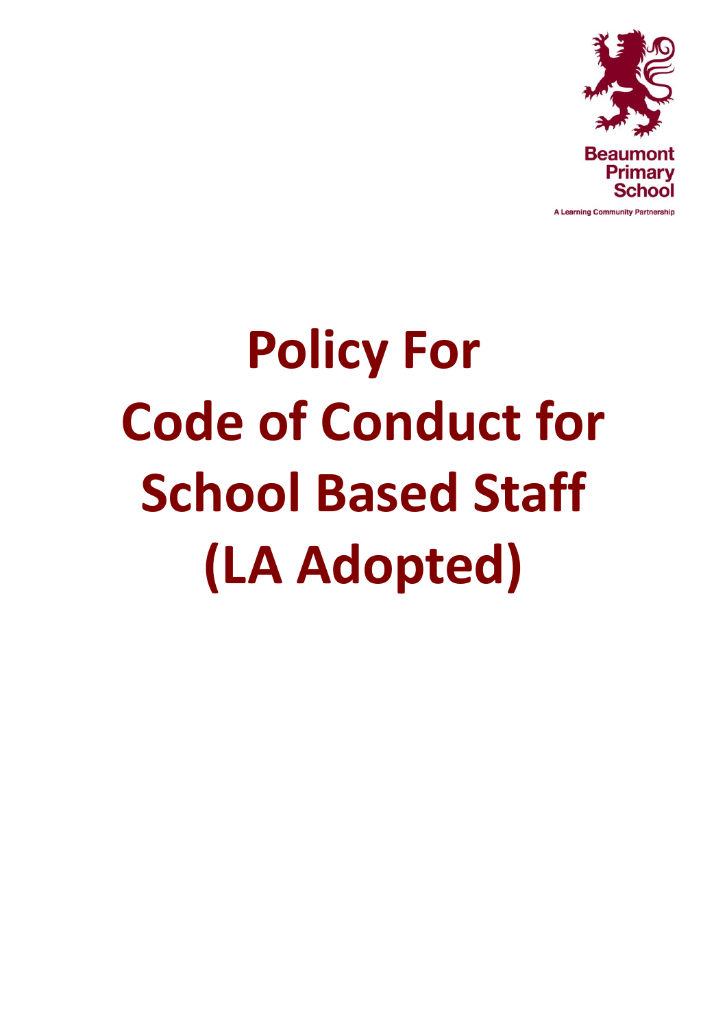Beaumont Primary School

A Learning Community Partnership

# Policy For Code of Conduct for School Based Staff (LA Adopted)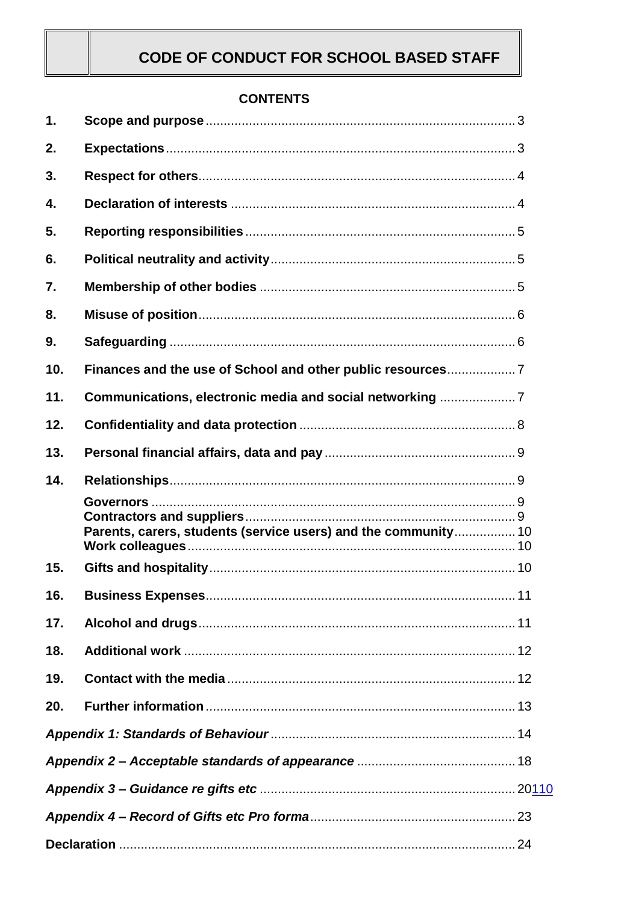# CODE OF CONDUCT FOR SCHOOL BASED STAFF

**CONTENTS**

| | | |
|---|---|---|
| **1.** | **Scope and purpose** | 3 |
| **2.** | **Expectations** | 3 |
| **3.** | **Respect for others** | 4 |
| **4.** | **Declaration of interests** | 4 |
| **5.** | **Reporting responsibilities** | 5 |
| **6.** | **Political neutrality and activity** | 5 |
| **7.** | **Membership of other bodies** | 5 |
| **8.** | **Misuse of position** | 6 |
| **9.** | **Safeguarding** | 6 |
| **10.** | **Finances and the use of School and other public resources** | 7 |
| **11.** | **Communications, electronic media and social networking** | 7 |
| **12.** | **Confidentiality and data protection** | 8 |
| **13.** | **Personal financial affairs, data and pay** | 9 |
| **14.** | **Relationships** | 9 |
| | **Governors** | 9 |
| | **Contractors and suppliers** | 9 |
| | **Parents, carers, students (service users) and the community** | 10 |
| | **Work colleagues** | 10 |
| **15.** | **Gifts and hospitality** | 10 |
| **16.** | **Business Expenses** | 11 |
| **17.** | **Alcohol and drugs** | 11 |
| **18.** | **Additional work** | 12 |
| **19.** | **Contact with the media** | 12 |
| **20.** | **Further information** | 13 |

***Appendix 1: Standards of Behaviour*** ..... 14

***Appendix 2 – Acceptable standards of appearance*** ..... 18

***Appendix 3 – Guidance re gifts etc*** ..... 20110

***Appendix 4 – Record of Gifts etc Pro forma*** ..... 23

**Declaration** ..... 24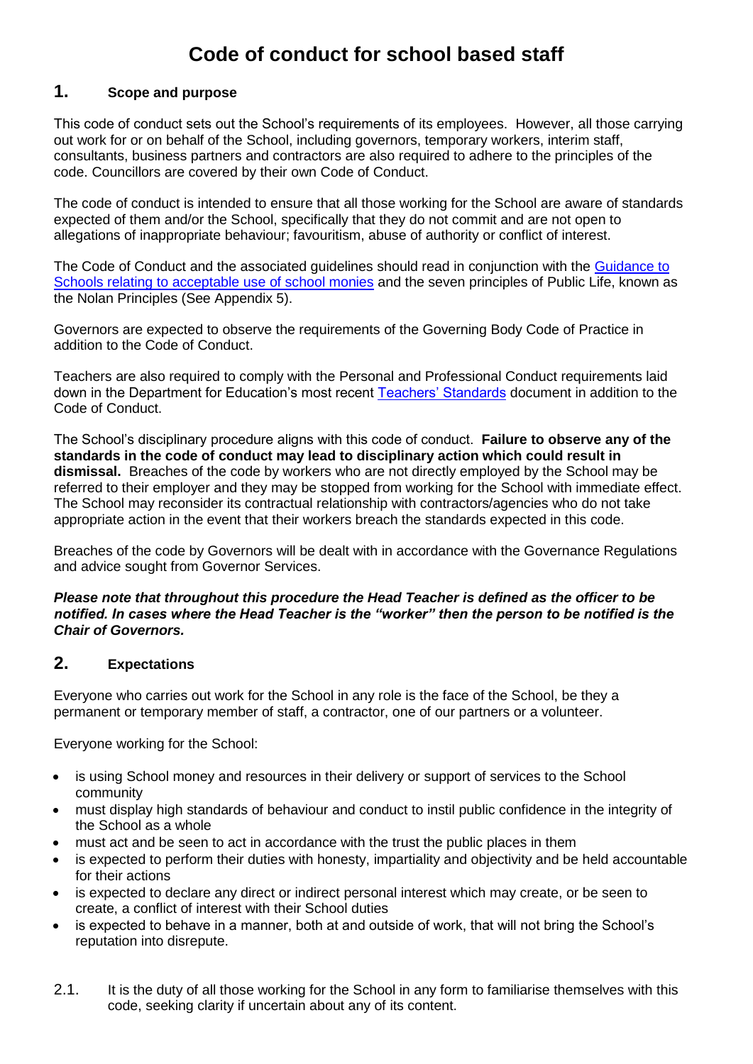# Code of conduct for school based staff

## 1. Scope and purpose

This code of conduct sets out the School's requirements of its employees. However, all those carrying out work for or on behalf of the School, including governors, temporary workers, interim staff, consultants, business partners and contractors are also required to adhere to the principles of the code. Councillors are covered by their own Code of Conduct.

The code of conduct is intended to ensure that all those working for the School are aware of standards expected of them and/or the School, specifically that they do not commit and are not open to allegations of inappropriate behaviour; favouritism, abuse of authority or conflict of interest.

The Code of Conduct and the associated guidelines should read in conjunction with the Guidance to Schools relating to acceptable use of school monies and the seven principles of Public Life, known as the Nolan Principles (See Appendix 5).

Governors are expected to observe the requirements of the Governing Body Code of Practice in addition to the Code of Conduct.

Teachers are also required to comply with the Personal and Professional Conduct requirements laid down in the Department for Education's most recent Teachers' Standards document in addition to the Code of Conduct.

The School's disciplinary procedure aligns with this code of conduct. **Failure to observe any of the standards in the code of conduct may lead to disciplinary action which could result in dismissal.** Breaches of the code by workers who are not directly employed by the School may be referred to their employer and they may be stopped from working for the School with immediate effect. The School may reconsider its contractual relationship with contractors/agencies who do not take appropriate action in the event that their workers breach the standards expected in this code.

Breaches of the code by Governors will be dealt with in accordance with the Governance Regulations and advice sought from Governor Services.

***Please note that throughout this procedure the Head Teacher is defined as the officer to be notified. In cases where the Head Teacher is the "worker" then the person to be notified is the Chair of Governors.***

## 2. Expectations

Everyone who carries out work for the School in any role is the face of the School, be they a permanent or temporary member of staff, a contractor, one of our partners or a volunteer.

Everyone working for the School:

- is using School money and resources in their delivery or support of services to the School community
- must display high standards of behaviour and conduct to instil public confidence in the integrity of the School as a whole
- must act and be seen to act in accordance with the trust the public places in them
- is expected to perform their duties with honesty, impartiality and objectivity and be held accountable for their actions
- is expected to declare any direct or indirect personal interest which may create, or be seen to create, a conflict of interest with their School duties
- is expected to behave in a manner, both at and outside of work, that will not bring the School's reputation into disrepute.

2.1. It is the duty of all those working for the School in any form to familiarise themselves with this code, seeking clarity if uncertain about any of its content.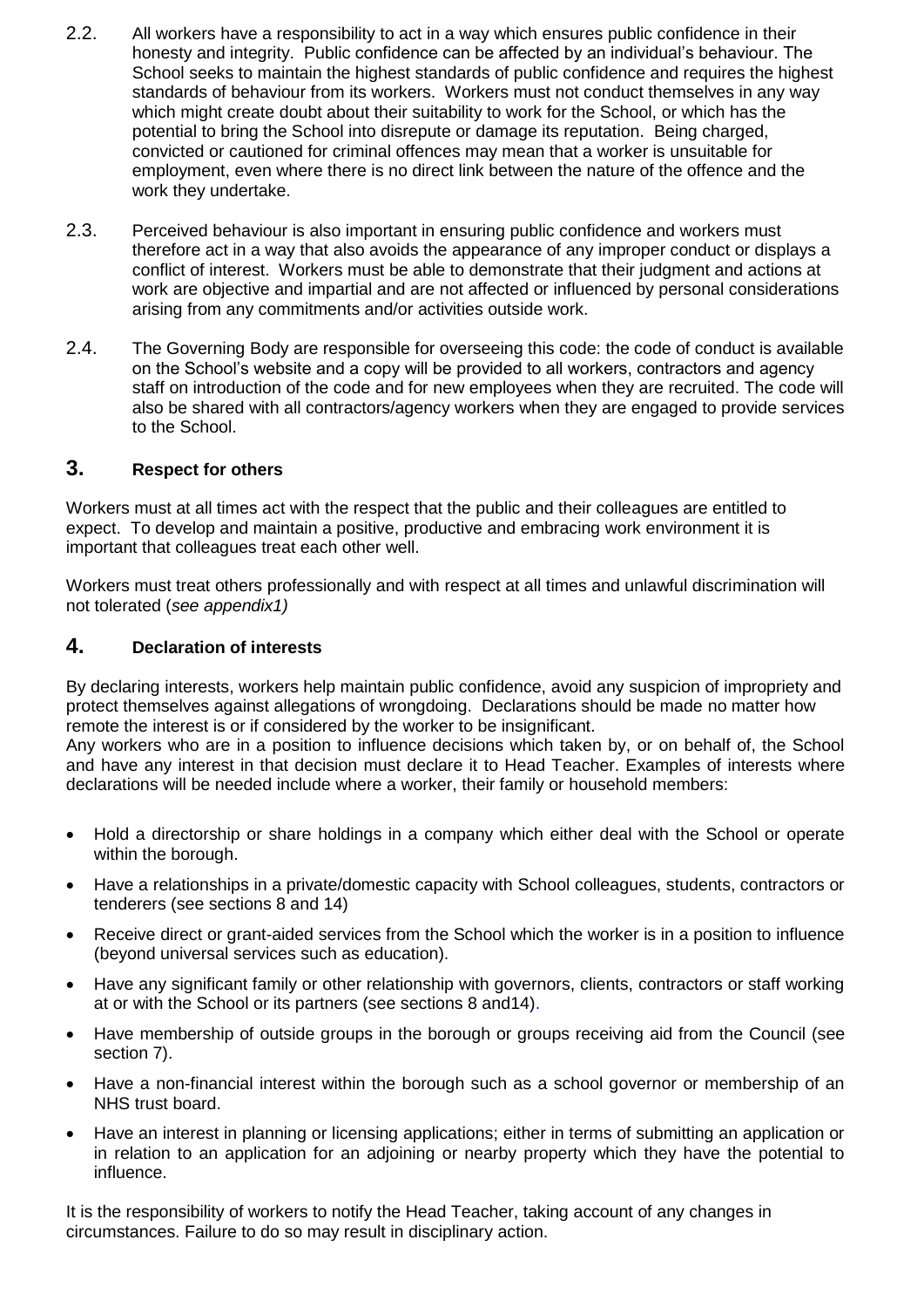2.2. All workers have a responsibility to act in a way which ensures public confidence in their honesty and integrity. Public confidence can be affected by an individual's behaviour. The School seeks to maintain the highest standards of public confidence and requires the highest standards of behaviour from its workers. Workers must not conduct themselves in any way which might create doubt about their suitability to work for the School, or which has the potential to bring the School into disrepute or damage its reputation. Being charged, convicted or cautioned for criminal offences may mean that a worker is unsuitable for employment, even where there is no direct link between the nature of the offence and the work they undertake.

2.3. Perceived behaviour is also important in ensuring public confidence and workers must therefore act in a way that also avoids the appearance of any improper conduct or displays a conflict of interest. Workers must be able to demonstrate that their judgment and actions at work are objective and impartial and are not affected or influenced by personal considerations arising from any commitments and/or activities outside work.

2.4. The Governing Body are responsible for overseeing this code: the code of conduct is available on the School's website and a copy will be provided to all workers, contractors and agency staff on introduction of the code and for new employees when they are recruited. The code will also be shared with all contractors/agency workers when they are engaged to provide services to the School.

## 3. Respect for others

Workers must at all times act with the respect that the public and their colleagues are entitled to expect. To develop and maintain a positive, productive and embracing work environment it is important that colleagues treat each other well.

Workers must treat others professionally and with respect at all times and unlawful discrimination will not tolerated (*see appendix1)*

## 4. Declaration of interests

By declaring interests, workers help maintain public confidence, avoid any suspicion of impropriety and protect themselves against allegations of wrongdoing. Declarations should be made no matter how remote the interest is or if considered by the worker to be insignificant.
Any workers who are in a position to influence decisions which taken by, or on behalf of, the School and have any interest in that decision must declare it to Head Teacher. Examples of interests where declarations will be needed include where a worker, their family or household members:

- Hold a directorship or share holdings in a company which either deal with the School or operate within the borough.
- Have a relationships in a private/domestic capacity with School colleagues, students, contractors or tenderers (see sections 8 and 14)
- Receive direct or grant-aided services from the School which the worker is in a position to influence (beyond universal services such as education).
- Have any significant family or other relationship with governors, clients, contractors or staff working at or with the School or its partners (see sections 8 and14).
- Have membership of outside groups in the borough or groups receiving aid from the Council (see section 7).
- Have a non-financial interest within the borough such as a school governor or membership of an NHS trust board.
- Have an interest in planning or licensing applications; either in terms of submitting an application or in relation to an application for an adjoining or nearby property which they have the potential to influence.

It is the responsibility of workers to notify the Head Teacher, taking account of any changes in circumstances. Failure to do so may result in disciplinary action.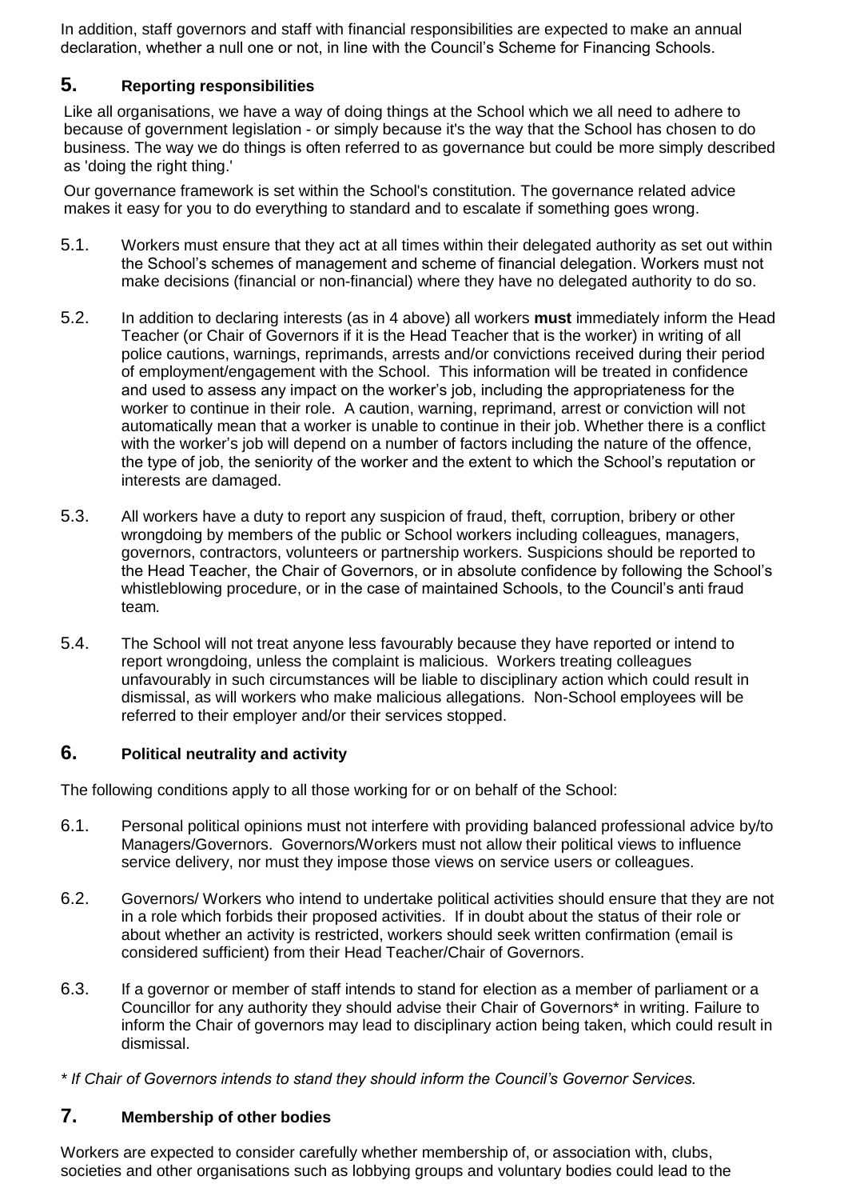In addition, staff governors and staff with financial responsibilities are expected to make an annual declaration, whether a null one or not, in line with the Council's Scheme for Financing Schools.

## 5. Reporting responsibilities

Like all organisations, we have a way of doing things at the School which we all need to adhere to because of government legislation - or simply because it's the way that the School has chosen to do business. The way we do things is often referred to as governance but could be more simply described as 'doing the right thing.'

Our governance framework is set within the School's constitution. The governance related advice makes it easy for you to do everything to standard and to escalate if something goes wrong.

5.1. Workers must ensure that they act at all times within their delegated authority as set out within the School's schemes of management and scheme of financial delegation. Workers must not make decisions (financial or non-financial) where they have no delegated authority to do so.

5.2. In addition to declaring interests (as in 4 above) all workers **must** immediately inform the Head Teacher (or Chair of Governors if it is the Head Teacher that is the worker) in writing of all police cautions, warnings, reprimands, arrests and/or convictions received during their period of employment/engagement with the School. This information will be treated in confidence and used to assess any impact on the worker's job, including the appropriateness for the worker to continue in their role. A caution, warning, reprimand, arrest or conviction will not automatically mean that a worker is unable to continue in their job. Whether there is a conflict with the worker's job will depend on a number of factors including the nature of the offence, the type of job, the seniority of the worker and the extent to which the School's reputation or interests are damaged.

5.3. All workers have a duty to report any suspicion of fraud, theft, corruption, bribery or other wrongdoing by members of the public or School workers including colleagues, managers, governors, contractors, volunteers or partnership workers. Suspicions should be reported to the Head Teacher, the Chair of Governors, or in absolute confidence by following the School's whistleblowing procedure, or in the case of maintained Schools, to the Council's anti fraud team*.*

5.4. The School will not treat anyone less favourably because they have reported or intend to report wrongdoing, unless the complaint is malicious. Workers treating colleagues unfavourably in such circumstances will be liable to disciplinary action which could result in dismissal, as will workers who make malicious allegations. Non-School employees will be referred to their employer and/or their services stopped.

## 6. Political neutrality and activity

The following conditions apply to all those working for or on behalf of the School:

6.1. Personal political opinions must not interfere with providing balanced professional advice by/to Managers/Governors. Governors/Workers must not allow their political views to influence service delivery, nor must they impose those views on service users or colleagues.

6.2. Governors/ Workers who intend to undertake political activities should ensure that they are not in a role which forbids their proposed activities. If in doubt about the status of their role or about whether an activity is restricted, workers should seek written confirmation (email is considered sufficient) from their Head Teacher/Chair of Governors.

6.3. If a governor or member of staff intends to stand for election as a member of parliament or a Councillor for any authority they should advise their Chair of Governors* in writing. Failure to inform the Chair of governors may lead to disciplinary action being taken, which could result in dismissal.

*\* If Chair of Governors intends to stand they should inform the Council's Governor Services.*

## 7. Membership of other bodies

Workers are expected to consider carefully whether membership of, or association with, clubs, societies and other organisations such as lobbying groups and voluntary bodies could lead to the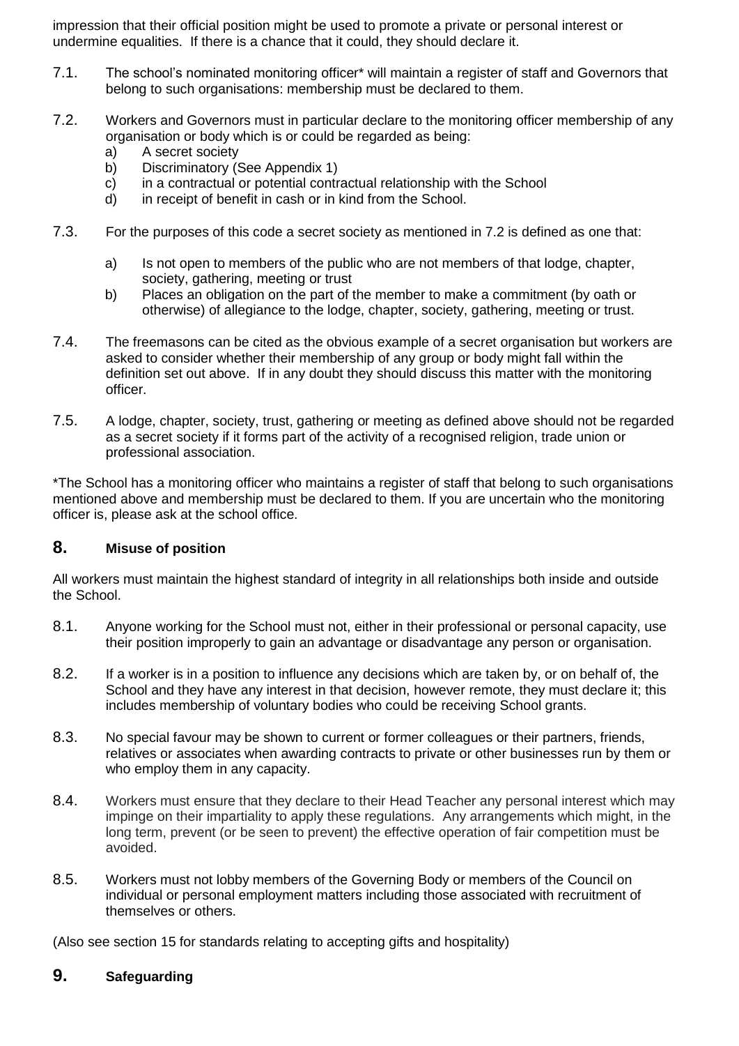impression that their official position might be used to promote a private or personal interest or undermine equalities. If there is a chance that it could, they should declare it.

7.1. The school's nominated monitoring officer* will maintain a register of staff and Governors that belong to such organisations: membership must be declared to them.

7.2. Workers and Governors must in particular declare to the monitoring officer membership of any organisation or body which is or could be regarded as being:
   a) A secret society
   b) Discriminatory (See Appendix 1)
   c) in a contractual or potential contractual relationship with the School
   d) in receipt of benefit in cash or in kind from the School.

7.3. For the purposes of this code a secret society as mentioned in 7.2 is defined as one that:

   a) Is not open to members of the public who are not members of that lodge, chapter, society, gathering, meeting or trust
   b) Places an obligation on the part of the member to make a commitment (by oath or otherwise) of allegiance to the lodge, chapter, society, gathering, meeting or trust.

7.4. The freemasons can be cited as the obvious example of a secret organisation but workers are asked to consider whether their membership of any group or body might fall within the definition set out above. If in any doubt they should discuss this matter with the monitoring officer.

7.5. A lodge, chapter, society, trust, gathering or meeting as defined above should not be regarded as a secret society if it forms part of the activity of a recognised religion, trade union or professional association.

*The School has a monitoring officer who maintains a register of staff that belong to such organisations mentioned above and membership must be declared to them. If you are uncertain who the monitoring officer is, please ask at the school office.

## 8. Misuse of position

All workers must maintain the highest standard of integrity in all relationships both inside and outside the School.

8.1. Anyone working for the School must not, either in their professional or personal capacity, use their position improperly to gain an advantage or disadvantage any person or organisation.

8.2. If a worker is in a position to influence any decisions which are taken by, or on behalf of, the School and they have any interest in that decision, however remote, they must declare it; this includes membership of voluntary bodies who could be receiving School grants.

8.3. No special favour may be shown to current or former colleagues or their partners, friends, relatives or associates when awarding contracts to private or other businesses run by them or who employ them in any capacity.

8.4. Workers must ensure that they declare to their Head Teacher any personal interest which may impinge on their impartiality to apply these regulations. Any arrangements which might, in the long term, prevent (or be seen to prevent) the effective operation of fair competition must be avoided.

8.5. Workers must not lobby members of the Governing Body or members of the Council on individual or personal employment matters including those associated with recruitment of themselves or others.

(Also see section 15 for standards relating to accepting gifts and hospitality)

## 9. Safeguarding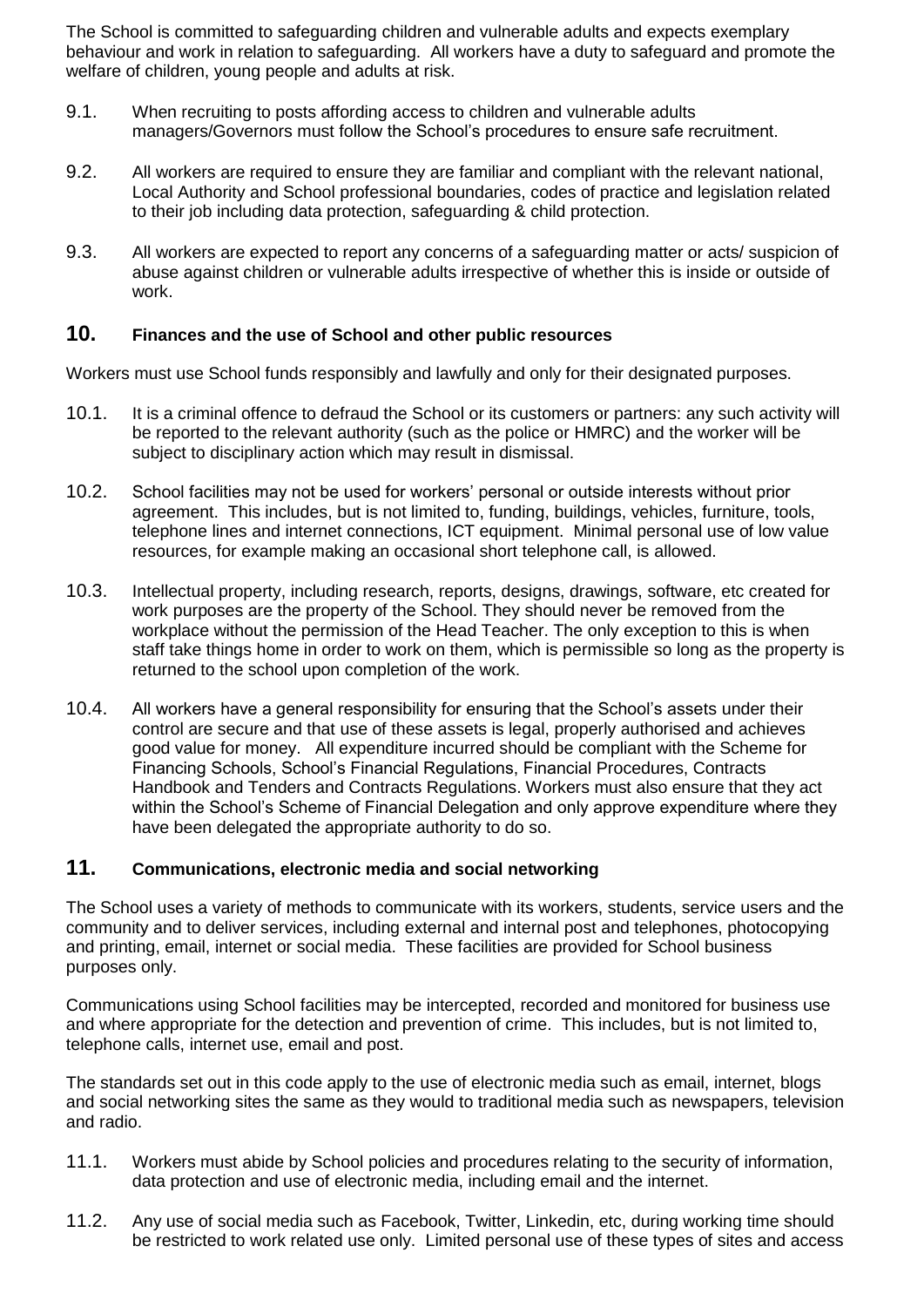The School is committed to safeguarding children and vulnerable adults and expects exemplary behaviour and work in relation to safeguarding. All workers have a duty to safeguard and promote the welfare of children, young people and adults at risk.

9.1. When recruiting to posts affording access to children and vulnerable adults managers/Governors must follow the School's procedures to ensure safe recruitment.

9.2. All workers are required to ensure they are familiar and compliant with the relevant national, Local Authority and School professional boundaries, codes of practice and legislation related to their job including data protection, safeguarding & child protection.

9.3. All workers are expected to report any concerns of a safeguarding matter or acts/ suspicion of abuse against children or vulnerable adults irrespective of whether this is inside or outside of work.

## 10. Finances and the use of School and other public resources

Workers must use School funds responsibly and lawfully and only for their designated purposes.

10.1. It is a criminal offence to defraud the School or its customers or partners: any such activity will be reported to the relevant authority (such as the police or HMRC) and the worker will be subject to disciplinary action which may result in dismissal.

10.2. School facilities may not be used for workers' personal or outside interests without prior agreement. This includes, but is not limited to, funding, buildings, vehicles, furniture, tools, telephone lines and internet connections, ICT equipment. Minimal personal use of low value resources, for example making an occasional short telephone call, is allowed.

10.3. Intellectual property, including research, reports, designs, drawings, software, etc created for work purposes are the property of the School. They should never be removed from the workplace without the permission of the Head Teacher. The only exception to this is when staff take things home in order to work on them, which is permissible so long as the property is returned to the school upon completion of the work.

10.4. All workers have a general responsibility for ensuring that the School's assets under their control are secure and that use of these assets is legal, properly authorised and achieves good value for money. All expenditure incurred should be compliant with the Scheme for Financing Schools, School's Financial Regulations, Financial Procedures, Contracts Handbook and Tenders and Contracts Regulations. Workers must also ensure that they act within the School's Scheme of Financial Delegation and only approve expenditure where they have been delegated the appropriate authority to do so.

## 11. Communications, electronic media and social networking

The School uses a variety of methods to communicate with its workers, students, service users and the community and to deliver services, including external and internal post and telephones, photocopying and printing, email, internet or social media. These facilities are provided for School business purposes only.

Communications using School facilities may be intercepted, recorded and monitored for business use and where appropriate for the detection and prevention of crime. This includes, but is not limited to, telephone calls, internet use, email and post.

The standards set out in this code apply to the use of electronic media such as email, internet, blogs and social networking sites the same as they would to traditional media such as newspapers, television and radio.

11.1. Workers must abide by School policies and procedures relating to the security of information, data protection and use of electronic media, including email and the internet.

11.2. Any use of social media such as Facebook, Twitter, Linkedin, etc, during working time should be restricted to work related use only. Limited personal use of these types of sites and access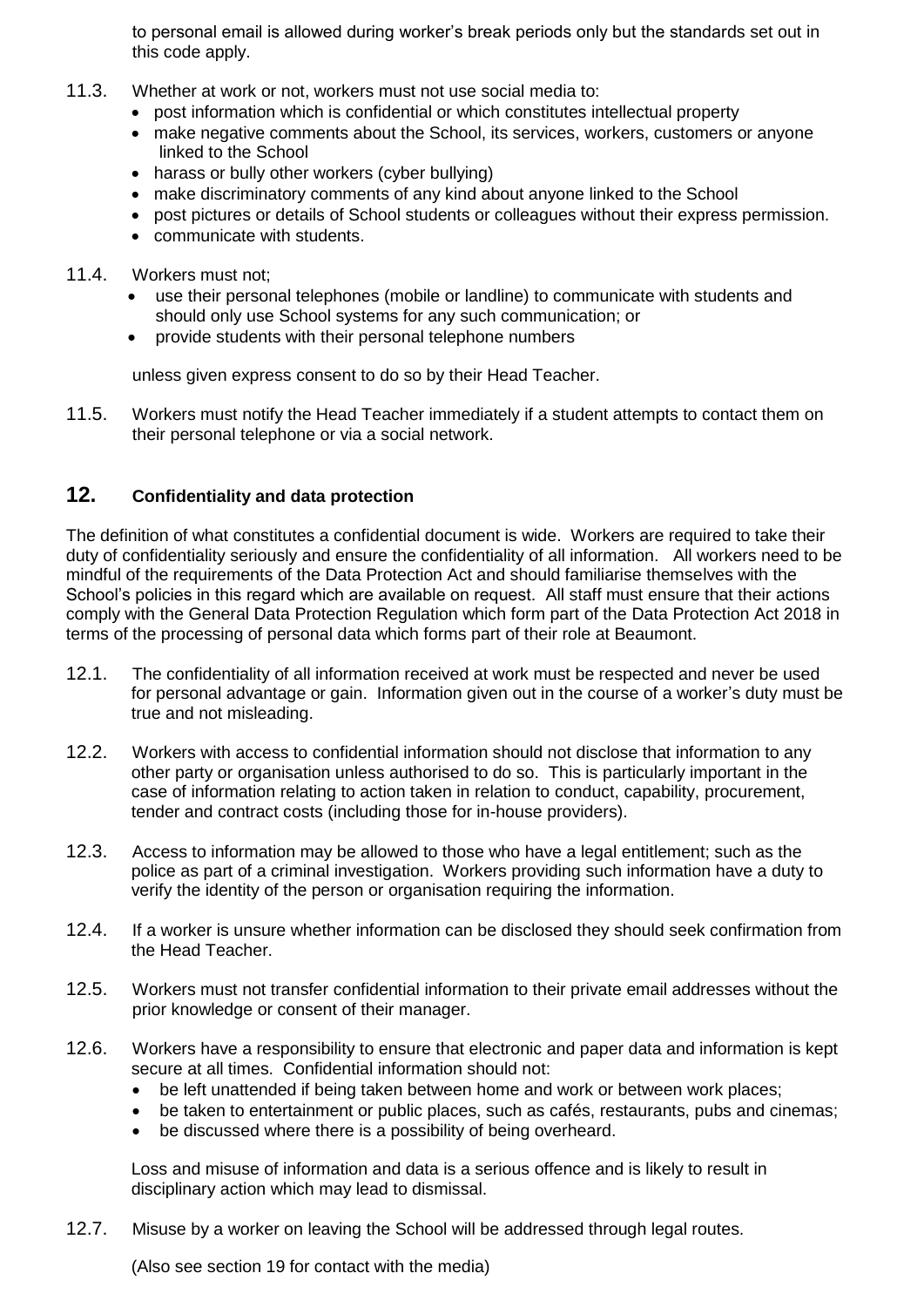to personal email is allowed during worker's break periods only but the standards set out in this code apply.

11.3. Whether at work or not, workers must not use social media to:

- post information which is confidential or which constitutes intellectual property
- make negative comments about the School, its services, workers, customers or anyone linked to the School
- harass or bully other workers (cyber bullying)
- make discriminatory comments of any kind about anyone linked to the School
- post pictures or details of School students or colleagues without their express permission.
- communicate with students.

11.4. Workers must not;

- use their personal telephones (mobile or landline) to communicate with students and should only use School systems for any such communication; or
- provide students with their personal telephone numbers

unless given express consent to do so by their Head Teacher.

11.5. Workers must notify the Head Teacher immediately if a student attempts to contact them on their personal telephone or via a social network.

## 12. Confidentiality and data protection

The definition of what constitutes a confidential document is wide. Workers are required to take their duty of confidentiality seriously and ensure the confidentiality of all information. All workers need to be mindful of the requirements of the Data Protection Act and should familiarise themselves with the School's policies in this regard which are available on request. All staff must ensure that their actions comply with the General Data Protection Regulation which form part of the Data Protection Act 2018 in terms of the processing of personal data which forms part of their role at Beaumont.

12.1. The confidentiality of all information received at work must be respected and never be used for personal advantage or gain. Information given out in the course of a worker's duty must be true and not misleading.

12.2. Workers with access to confidential information should not disclose that information to any other party or organisation unless authorised to do so. This is particularly important in the case of information relating to action taken in relation to conduct, capability, procurement, tender and contract costs (including those for in-house providers).

12.3. Access to information may be allowed to those who have a legal entitlement; such as the police as part of a criminal investigation. Workers providing such information have a duty to verify the identity of the person or organisation requiring the information.

12.4. If a worker is unsure whether information can be disclosed they should seek confirmation from the Head Teacher.

12.5. Workers must not transfer confidential information to their private email addresses without the prior knowledge or consent of their manager.

12.6. Workers have a responsibility to ensure that electronic and paper data and information is kept secure at all times. Confidential information should not:

- be left unattended if being taken between home and work or between work places;
- be taken to entertainment or public places, such as cafés, restaurants, pubs and cinemas;
- be discussed where there is a possibility of being overheard.

Loss and misuse of information and data is a serious offence and is likely to result in disciplinary action which may lead to dismissal.

12.7. Misuse by a worker on leaving the School will be addressed through legal routes.

(Also see section 19 for contact with the media)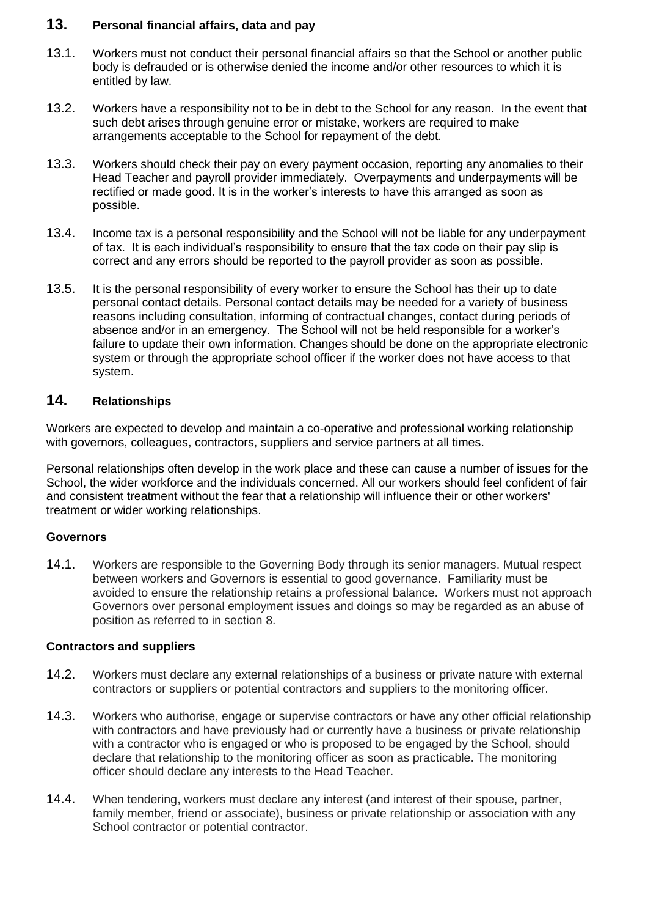## 13. Personal financial affairs, data and pay

13.1. Workers must not conduct their personal financial affairs so that the School or another public body is defrauded or is otherwise denied the income and/or other resources to which it is entitled by law.

13.2. Workers have a responsibility not to be in debt to the School for any reason. In the event that such debt arises through genuine error or mistake, workers are required to make arrangements acceptable to the School for repayment of the debt.

13.3. Workers should check their pay on every payment occasion, reporting any anomalies to their Head Teacher and payroll provider immediately. Overpayments and underpayments will be rectified or made good. It is in the worker's interests to have this arranged as soon as possible.

13.4. Income tax is a personal responsibility and the School will not be liable for any underpayment of tax. It is each individual's responsibility to ensure that the tax code on their pay slip is correct and any errors should be reported to the payroll provider as soon as possible.

13.5. It is the personal responsibility of every worker to ensure the School has their up to date personal contact details. Personal contact details may be needed for a variety of business reasons including consultation, informing of contractual changes, contact during periods of absence and/or in an emergency. The School will not be held responsible for a worker's failure to update their own information. Changes should be done on the appropriate electronic system or through the appropriate school officer if the worker does not have access to that system.

## 14. Relationships

Workers are expected to develop and maintain a co-operative and professional working relationship with governors, colleagues, contractors, suppliers and service partners at all times.

Personal relationships often develop in the work place and these can cause a number of issues for the School, the wider workforce and the individuals concerned. All our workers should feel confident of fair and consistent treatment without the fear that a relationship will influence their or other workers' treatment or wider working relationships.

### Governors

14.1. Workers are responsible to the Governing Body through its senior managers. Mutual respect between workers and Governors is essential to good governance. Familiarity must be avoided to ensure the relationship retains a professional balance. Workers must not approach Governors over personal employment issues and doings so may be regarded as an abuse of position as referred to in section 8.

### Contractors and suppliers

14.2. Workers must declare any external relationships of a business or private nature with external contractors or suppliers or potential contractors and suppliers to the monitoring officer.

14.3. Workers who authorise, engage or supervise contractors or have any other official relationship with contractors and have previously had or currently have a business or private relationship with a contractor who is engaged or who is proposed to be engaged by the School, should declare that relationship to the monitoring officer as soon as practicable. The monitoring officer should declare any interests to the Head Teacher.

14.4. When tendering, workers must declare any interest (and interest of their spouse, partner, family member, friend or associate), business or private relationship or association with any School contractor or potential contractor.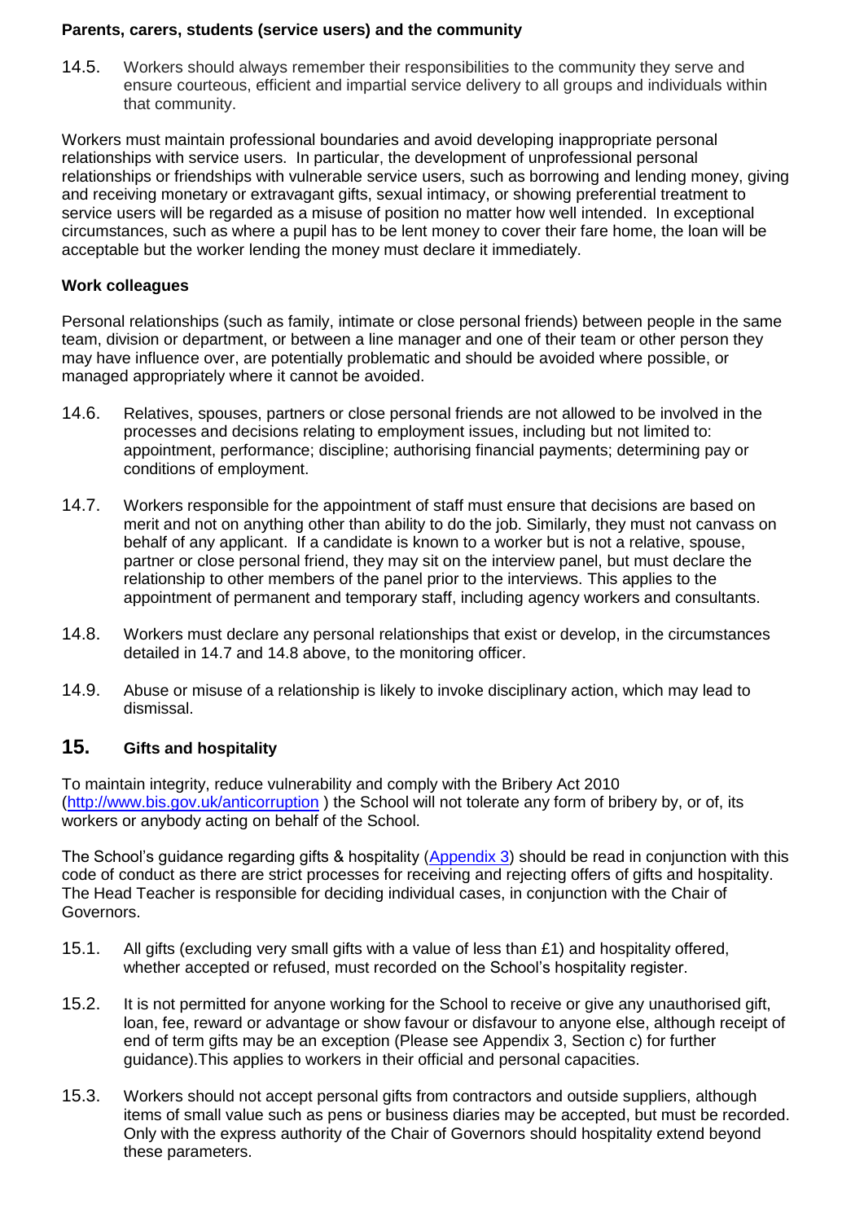**Parents, carers, students (service users) and the community**

14.5. Workers should always remember their responsibilities to the community they serve and ensure courteous, efficient and impartial service delivery to all groups and individuals within that community.

Workers must maintain professional boundaries and avoid developing inappropriate personal relationships with service users. In particular, the development of unprofessional personal relationships or friendships with vulnerable service users, such as borrowing and lending money, giving and receiving monetary or extravagant gifts, sexual intimacy, or showing preferential treatment to service users will be regarded as a misuse of position no matter how well intended. In exceptional circumstances, such as where a pupil has to be lent money to cover their fare home, the loan will be acceptable but the worker lending the money must declare it immediately.

**Work colleagues**

Personal relationships (such as family, intimate or close personal friends) between people in the same team, division or department, or between a line manager and one of their team or other person they may have influence over, are potentially problematic and should be avoided where possible, or managed appropriately where it cannot be avoided.

14.6. Relatives, spouses, partners or close personal friends are not allowed to be involved in the processes and decisions relating to employment issues, including but not limited to: appointment, performance; discipline; authorising financial payments; determining pay or conditions of employment.

14.7. Workers responsible for the appointment of staff must ensure that decisions are based on merit and not on anything other than ability to do the job. Similarly, they must not canvass on behalf of any applicant. If a candidate is known to a worker but is not a relative, spouse, partner or close personal friend, they may sit on the interview panel, but must declare the relationship to other members of the panel prior to the interviews. This applies to the appointment of permanent and temporary staff, including agency workers and consultants.

14.8. Workers must declare any personal relationships that exist or develop, in the circumstances detailed in 14.7 and 14.8 above, to the monitoring officer.

14.9. Abuse or misuse of a relationship is likely to invoke disciplinary action, which may lead to dismissal.

## 15. Gifts and hospitality

To maintain integrity, reduce vulnerability and comply with the Bribery Act 2010 (http://www.bis.gov.uk/anticorruption ) the School will not tolerate any form of bribery by, or of, its workers or anybody acting on behalf of the School.

The School's guidance regarding gifts & hospitality (Appendix 3) should be read in conjunction with this code of conduct as there are strict processes for receiving and rejecting offers of gifts and hospitality. The Head Teacher is responsible for deciding individual cases, in conjunction with the Chair of Governors.

15.1. All gifts (excluding very small gifts with a value of less than £1) and hospitality offered, whether accepted or refused, must recorded on the School's hospitality register.

15.2. It is not permitted for anyone working for the School to receive or give any unauthorised gift, loan, fee, reward or advantage or show favour or disfavour to anyone else, although receipt of end of term gifts may be an exception (Please see Appendix 3, Section c) for further guidance).This applies to workers in their official and personal capacities.

15.3. Workers should not accept personal gifts from contractors and outside suppliers, although items of small value such as pens or business diaries may be accepted, but must be recorded. Only with the express authority of the Chair of Governors should hospitality extend beyond these parameters.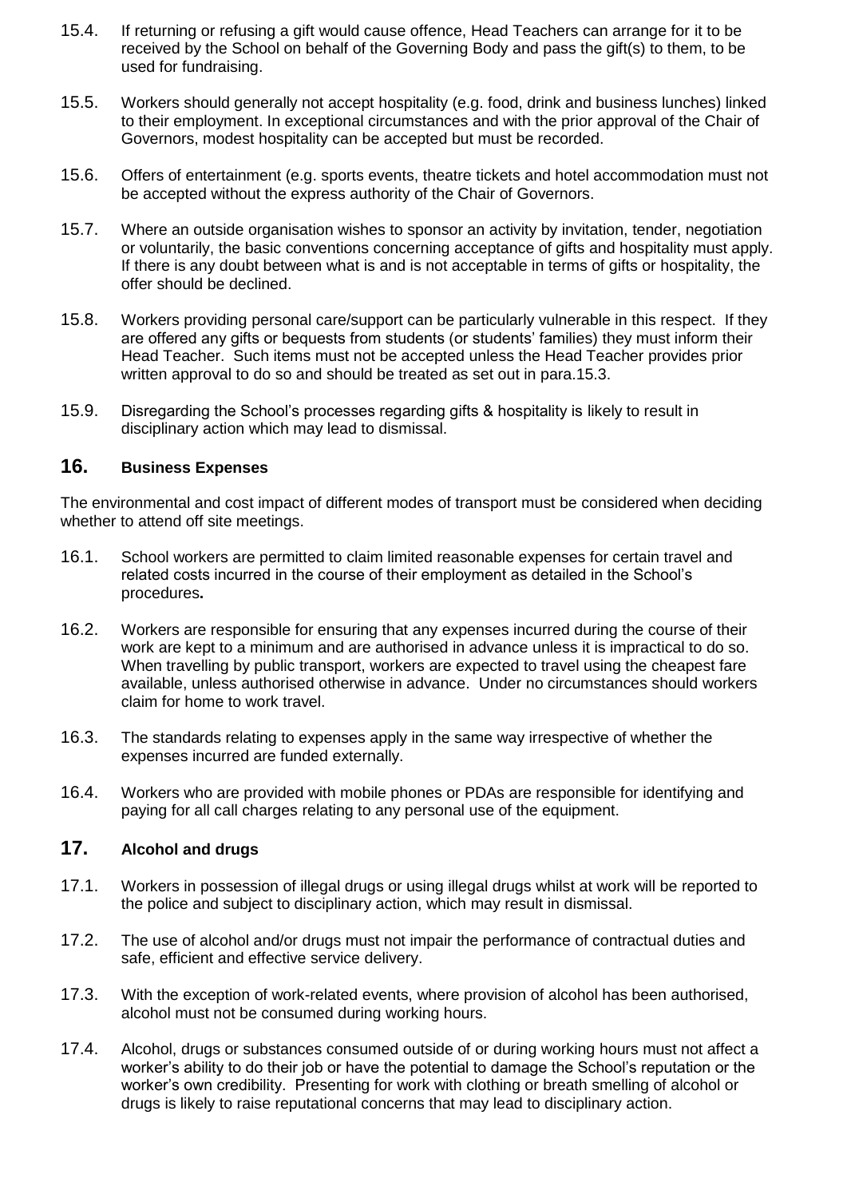15.4. If returning or refusing a gift would cause offence, Head Teachers can arrange for it to be received by the School on behalf of the Governing Body and pass the gift(s) to them, to be used for fundraising.

15.5. Workers should generally not accept hospitality (e.g. food, drink and business lunches) linked to their employment. In exceptional circumstances and with the prior approval of the Chair of Governors, modest hospitality can be accepted but must be recorded.

15.6. Offers of entertainment (e.g. sports events, theatre tickets and hotel accommodation must not be accepted without the express authority of the Chair of Governors.

15.7. Where an outside organisation wishes to sponsor an activity by invitation, tender, negotiation or voluntarily, the basic conventions concerning acceptance of gifts and hospitality must apply. If there is any doubt between what is and is not acceptable in terms of gifts or hospitality, the offer should be declined.

15.8. Workers providing personal care/support can be particularly vulnerable in this respect. If they are offered any gifts or bequests from students (or students' families) they must inform their Head Teacher. Such items must not be accepted unless the Head Teacher provides prior written approval to do so and should be treated as set out in para.15.3.

15.9. Disregarding the School's processes regarding gifts & hospitality is likely to result in disciplinary action which may lead to dismissal.

## 16. Business Expenses

The environmental and cost impact of different modes of transport must be considered when deciding whether to attend off site meetings.

16.1. School workers are permitted to claim limited reasonable expenses for certain travel and related costs incurred in the course of their employment as detailed in the School's procedures**.**

16.2. Workers are responsible for ensuring that any expenses incurred during the course of their work are kept to a minimum and are authorised in advance unless it is impractical to do so. When travelling by public transport, workers are expected to travel using the cheapest fare available, unless authorised otherwise in advance. Under no circumstances should workers claim for home to work travel.

16.3. The standards relating to expenses apply in the same way irrespective of whether the expenses incurred are funded externally.

16.4. Workers who are provided with mobile phones or PDAs are responsible for identifying and paying for all call charges relating to any personal use of the equipment.

## 17. Alcohol and drugs

17.1. Workers in possession of illegal drugs or using illegal drugs whilst at work will be reported to the police and subject to disciplinary action, which may result in dismissal.

17.2. The use of alcohol and/or drugs must not impair the performance of contractual duties and safe, efficient and effective service delivery.

17.3. With the exception of work-related events, where provision of alcohol has been authorised, alcohol must not be consumed during working hours.

17.4. Alcohol, drugs or substances consumed outside of or during working hours must not affect a worker's ability to do their job or have the potential to damage the School's reputation or the worker's own credibility. Presenting for work with clothing or breath smelling of alcohol or drugs is likely to raise reputational concerns that may lead to disciplinary action.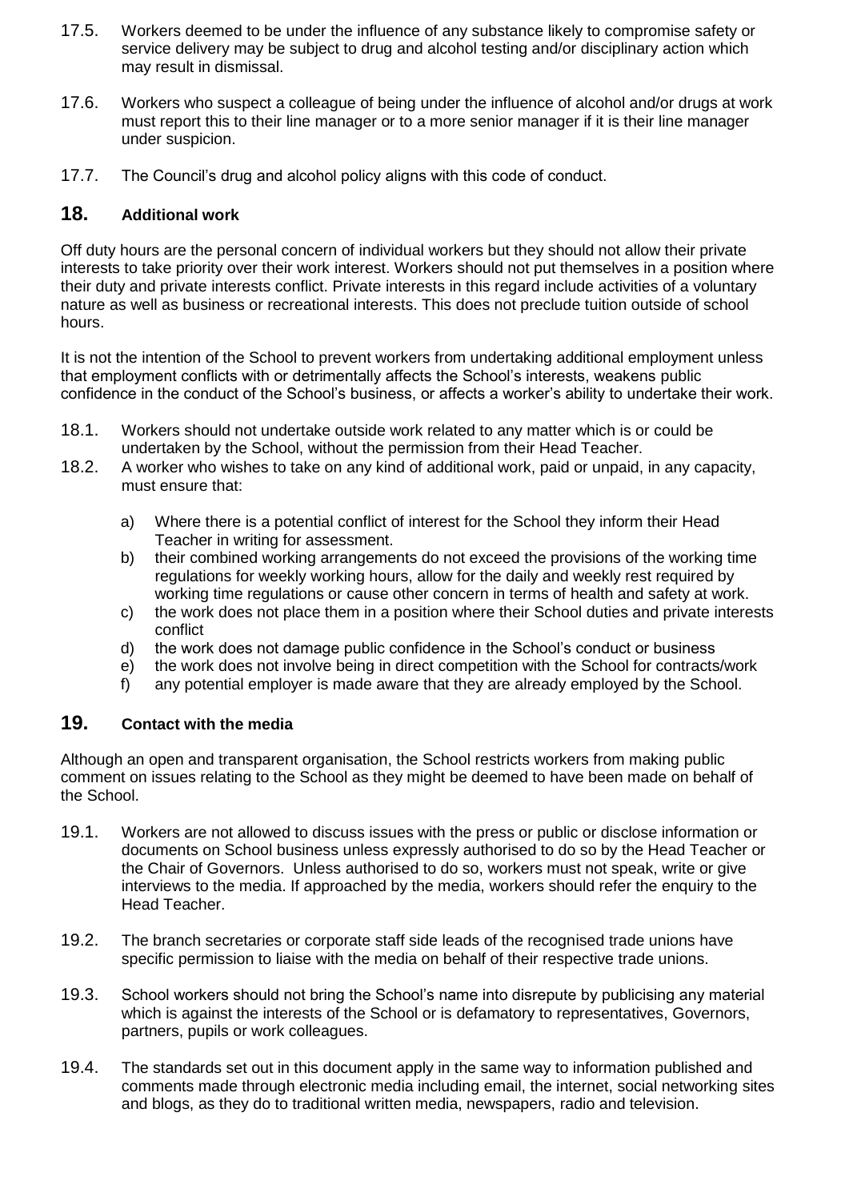17.5. Workers deemed to be under the influence of any substance likely to compromise safety or service delivery may be subject to drug and alcohol testing and/or disciplinary action which may result in dismissal.

17.6. Workers who suspect a colleague of being under the influence of alcohol and/or drugs at work must report this to their line manager or to a more senior manager if it is their line manager under suspicion.

17.7. The Council's drug and alcohol policy aligns with this code of conduct.

## 18. Additional work

Off duty hours are the personal concern of individual workers but they should not allow their private interests to take priority over their work interest. Workers should not put themselves in a position where their duty and private interests conflict. Private interests in this regard include activities of a voluntary nature as well as business or recreational interests. This does not preclude tuition outside of school hours.

It is not the intention of the School to prevent workers from undertaking additional employment unless that employment conflicts with or detrimentally affects the School's interests, weakens public confidence in the conduct of the School's business, or affects a worker's ability to undertake their work.

18.1. Workers should not undertake outside work related to any matter which is or could be undertaken by the School, without the permission from their Head Teacher.

18.2. A worker who wishes to take on any kind of additional work, paid or unpaid, in any capacity, must ensure that:

a) Where there is a potential conflict of interest for the School they inform their Head Teacher in writing for assessment.
b) their combined working arrangements do not exceed the provisions of the working time regulations for weekly working hours, allow for the daily and weekly rest required by working time regulations or cause other concern in terms of health and safety at work.
c) the work does not place them in a position where their School duties and private interests conflict
d) the work does not damage public confidence in the School's conduct or business
e) the work does not involve being in direct competition with the School for contracts/work
f) any potential employer is made aware that they are already employed by the School.

## 19. Contact with the media

Although an open and transparent organisation, the School restricts workers from making public comment on issues relating to the School as they might be deemed to have been made on behalf of the School.

19.1. Workers are not allowed to discuss issues with the press or public or disclose information or documents on School business unless expressly authorised to do so by the Head Teacher or the Chair of Governors. Unless authorised to do so, workers must not speak, write or give interviews to the media. If approached by the media, workers should refer the enquiry to the Head Teacher.

19.2. The branch secretaries or corporate staff side leads of the recognised trade unions have specific permission to liaise with the media on behalf of their respective trade unions.

19.3. School workers should not bring the School's name into disrepute by publicising any material which is against the interests of the School or is defamatory to representatives, Governors, partners, pupils or work colleagues.

19.4. The standards set out in this document apply in the same way to information published and comments made through electronic media including email, the internet, social networking sites and blogs, as they do to traditional written media, newspapers, radio and television.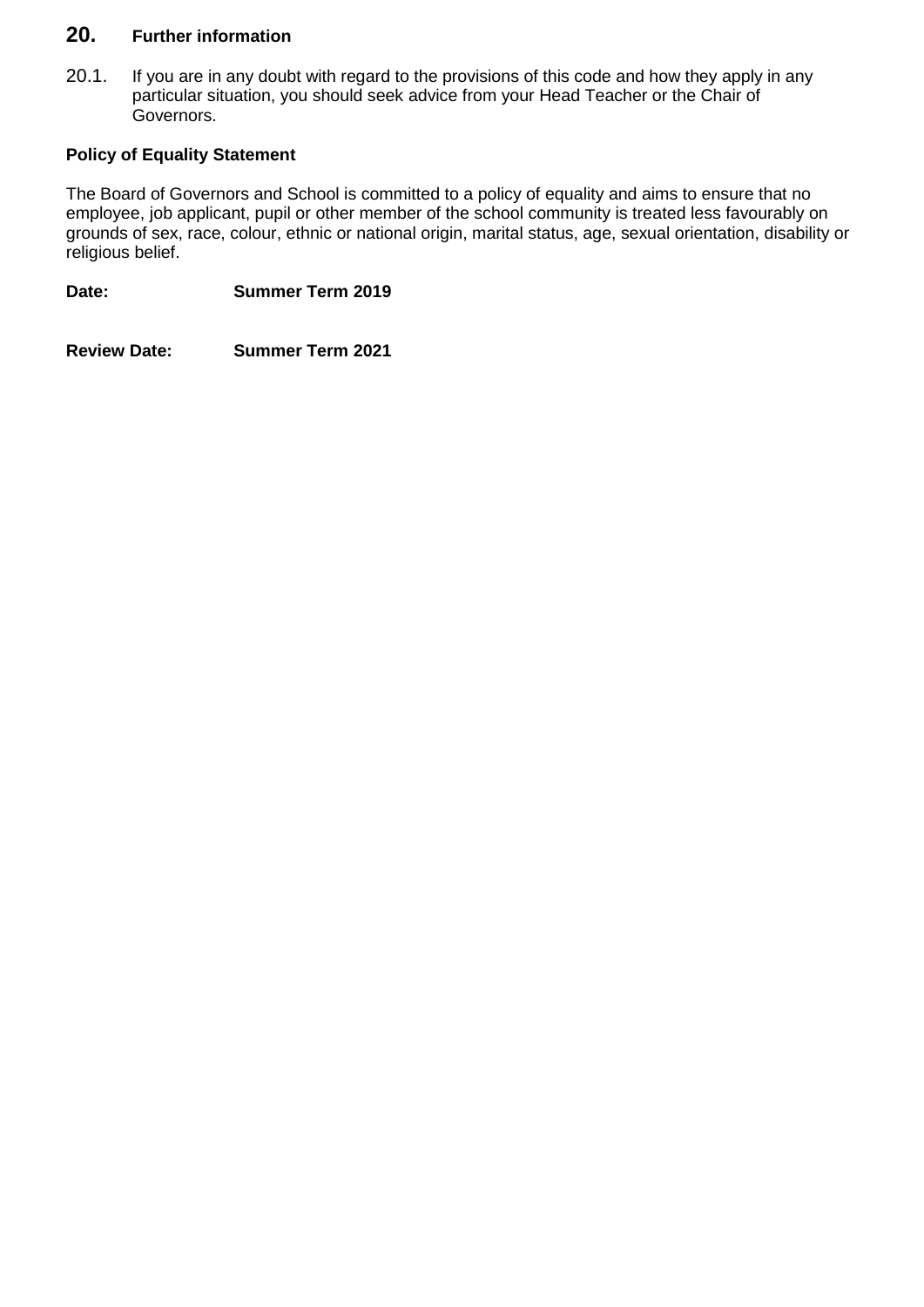## 20. Further information

20.1. If you are in any doubt with regard to the provisions of this code and how they apply in any particular situation, you should seek advice from your Head Teacher or the Chair of Governors.

**Policy of Equality Statement**

The Board of Governors and School is committed to a policy of equality and aims to ensure that no employee, job applicant, pupil or other member of the school community is treated less favourably on grounds of sex, race, colour, ethnic or national origin, marital status, age, sexual orientation, disability or religious belief.

**Date:** **Summer Term 2019**

**Review Date:** **Summer Term 2021**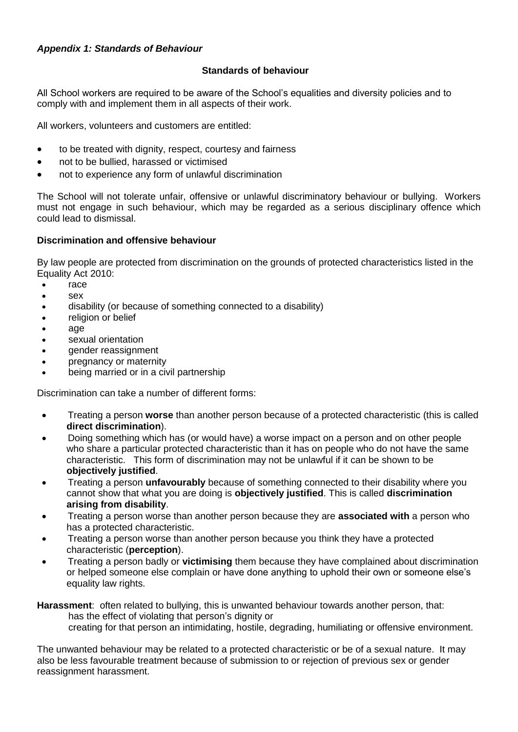***Appendix 1: Standards of Behaviour***

**Standards of behaviour**

All School workers are required to be aware of the School's equalities and diversity policies and to comply with and implement them in all aspects of their work.

All workers, volunteers and customers are entitled:

- to be treated with dignity, respect, courtesy and fairness
- not to be bullied, harassed or victimised
- not to experience any form of unlawful discrimination

The School will not tolerate unfair, offensive or unlawful discriminatory behaviour or bullying. Workers must not engage in such behaviour, which may be regarded as a serious disciplinary offence which could lead to dismissal.

**Discrimination and offensive behaviour**

By law people are protected from discrimination on the grounds of protected characteristics listed in the Equality Act 2010:

- race
- sex
- disability (or because of something connected to a disability)
- religion or belief
- age
- sexual orientation
- gender reassignment
- pregnancy or maternity
- being married or in a civil partnership

Discrimination can take a number of different forms:

- Treating a person **worse** than another person because of a protected characteristic (this is called **direct discrimination**).
- Doing something which has (or would have) a worse impact on a person and on other people who share a particular protected characteristic than it has on people who do not have the same characteristic. This form of discrimination may not be unlawful if it can be shown to be **objectively justified**.
- Treating a person **unfavourably** because of something connected to their disability where you cannot show that what you are doing is **objectively justified**. This is called **discrimination arising from disability**.
- Treating a person worse than another person because they are **associated with** a person who has a protected characteristic.
- Treating a person worse than another person because you think they have a protected characteristic (**perception**).
- Treating a person badly or **victimising** them because they have complained about discrimination or helped someone else complain or have done anything to uphold their own or someone else's equality law rights.

**Harassment**: often related to bullying, this is unwanted behaviour towards another person, that:
has the effect of violating that person's dignity or
creating for that person an intimidating, hostile, degrading, humiliating or offensive environment.

The unwanted behaviour may be related to a protected characteristic or be of a sexual nature. It may also be less favourable treatment because of submission to or rejection of previous sex or gender reassignment harassment.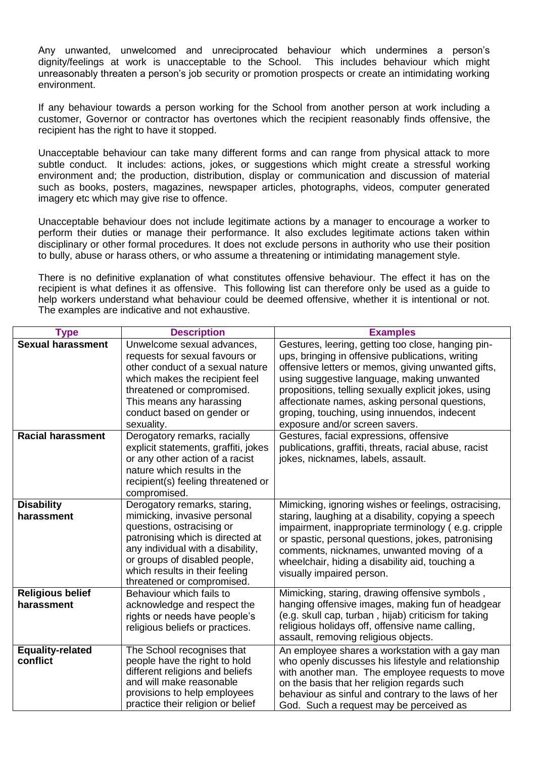Any unwanted, unwelcomed and unreciprocated behaviour which undermines a person's dignity/feelings at work is unacceptable to the School. This includes behaviour which might unreasonably threaten a person's job security or promotion prospects or create an intimidating working environment.

If any behaviour towards a person working for the School from another person at work including a customer, Governor or contractor has overtones which the recipient reasonably finds offensive, the recipient has the right to have it stopped.

Unacceptable behaviour can take many different forms and can range from physical attack to more subtle conduct. It includes: actions, jokes, or suggestions which might create a stressful working environment and; the production, distribution, display or communication and discussion of material such as books, posters, magazines, newspaper articles, photographs, videos, computer generated imagery etc which may give rise to offence.

Unacceptable behaviour does not include legitimate actions by a manager to encourage a worker to perform their duties or manage their performance. It also excludes legitimate actions taken within disciplinary or other formal procedures. It does not exclude persons in authority who use their position to bully, abuse or harass others, or who assume a threatening or intimidating management style.

There is no definitive explanation of what constitutes offensive behaviour. The effect it has on the recipient is what defines it as offensive. This following list can therefore only be used as a guide to help workers understand what behaviour could be deemed offensive, whether it is intentional or not. The examples are indicative and not exhaustive.

| Type | Description | Examples |
|---|---|---|
| **Sexual harassment** | Unwelcome sexual advances, requests for sexual favours or other conduct of a sexual nature which makes the recipient feel threatened or compromised. This means any harassing conduct based on gender or sexuality. | Gestures, leering, getting too close, hanging pin-ups, bringing in offensive publications, writing offensive letters or memos, giving unwanted gifts, using suggestive language, making unwanted propositions, telling sexually explicit jokes, using affectionate names, asking personal questions, groping, touching, using innuendos, indecent exposure and/or screen savers. |
| **Racial harassment** | Derogatory remarks, racially explicit statements, graffiti, jokes or any other action of a racist nature which results in the recipient(s) feeling threatened or compromised. | Gestures, facial expressions, offensive publications, graffiti, threats, racial abuse, racist jokes, nicknames, labels, assault. |
| **Disability harassment** | Derogatory remarks, staring, mimicking, invasive personal questions, ostracising or patronising which is directed at any individual with a disability, or groups of disabled people, which results in their feeling threatened or compromised. | Mimicking, ignoring wishes or feelings, ostracising, staring, laughing at a disability, copying a speech impairment, inappropriate terminology ( e.g. cripple or spastic, personal questions, jokes, patronising comments, nicknames, unwanted moving of a wheelchair, hiding a disability aid, touching a visually impaired person. |
| **Religious belief harassment** | Behaviour which fails to acknowledge and respect the rights or needs have people's religious beliefs or practices. | Mimicking, staring, drawing offensive symbols , hanging offensive images, making fun of headgear (e.g. skull cap, turban , hijab) criticism for taking religious holidays off, offensive name calling, assault, removing religious objects. |
| **Equality-related conflict** | The School recognises that people have the right to hold different religions and beliefs and will make reasonable provisions to help employees practice their religion or belief | An employee shares a workstation with a gay man who openly discusses his lifestyle and relationship with another man. The employee requests to move on the basis that her religion regards such behaviour as sinful and contrary to the laws of her God. Such a request may be perceived as |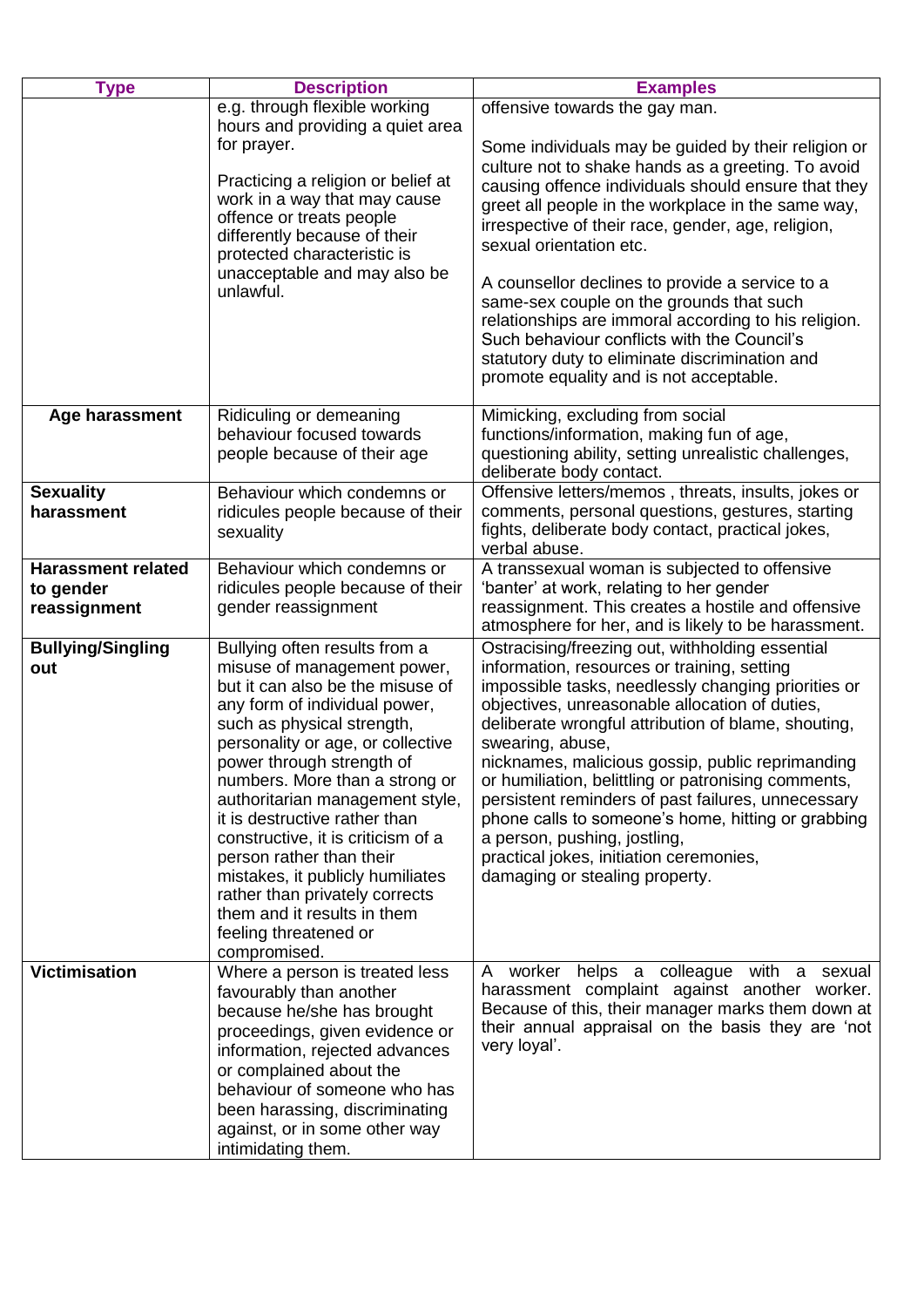| Type | Description | Examples |
|---|---|---|
| | e.g. through flexible working hours and providing a quiet area for prayer.<br><br>Practicing a religion or belief at work in a way that may cause offence or treats people differently because of their protected characteristic is unacceptable and may also be unlawful. | offensive towards the gay man.<br><br>Some individuals may be guided by their religion or culture not to shake hands as a greeting. To avoid causing offence individuals should ensure that they greet all people in the workplace in the same way, irrespective of their race, gender, age, religion, sexual orientation etc.<br><br>A counsellor declines to provide a service to a same-sex couple on the grounds that such relationships are immoral according to his religion. Such behaviour conflicts with the Council's statutory duty to eliminate discrimination and promote equality and is not acceptable. |
| **Age harassment** | Ridiculing or demeaning behaviour focused towards people because of their age | Mimicking, excluding from social functions/information, making fun of age, questioning ability, setting unrealistic challenges, deliberate body contact. |
| **Sexuality harassment** | Behaviour which condemns or ridicules people because of their sexuality | Offensive letters/memos , threats, insults, jokes or comments, personal questions, gestures, starting fights, deliberate body contact, practical jokes, verbal abuse. |
| **Harassment related to gender reassignment** | Behaviour which condemns or ridicules people because of their gender reassignment | A transsexual woman is subjected to offensive 'banter' at work, relating to her gender reassignment. This creates a hostile and offensive atmosphere for her, and is likely to be harassment. |
| **Bullying/Singling out** | Bullying often results from a misuse of management power, but it can also be the misuse of any form of individual power, such as physical strength, personality or age, or collective power through strength of numbers. More than a strong or authoritarian management style, it is destructive rather than constructive, it is criticism of a person rather than their mistakes, it publicly humiliates rather than privately corrects them and it results in them feeling threatened or compromised. | Ostracising/freezing out, withholding essential information, resources or training, setting impossible tasks, needlessly changing priorities or objectives, unreasonable allocation of duties, deliberate wrongful attribution of blame, shouting, swearing, abuse, nicknames, malicious gossip, public reprimanding or humiliation, belittling or patronising comments, persistent reminders of past failures, unnecessary phone calls to someone's home, hitting or grabbing a person, pushing, jostling, practical jokes, initiation ceremonies, damaging or stealing property. |
| **Victimisation** | Where a person is treated less favourably than another because he/she has brought proceedings, given evidence or information, rejected advances or complained about the behaviour of someone who has been harassing, discriminating against, or in some other way intimidating them. | A worker helps a colleague with a sexual harassment complaint against another worker. Because of this, their manager marks them down at their annual appraisal on the basis they are 'not very loyal'. |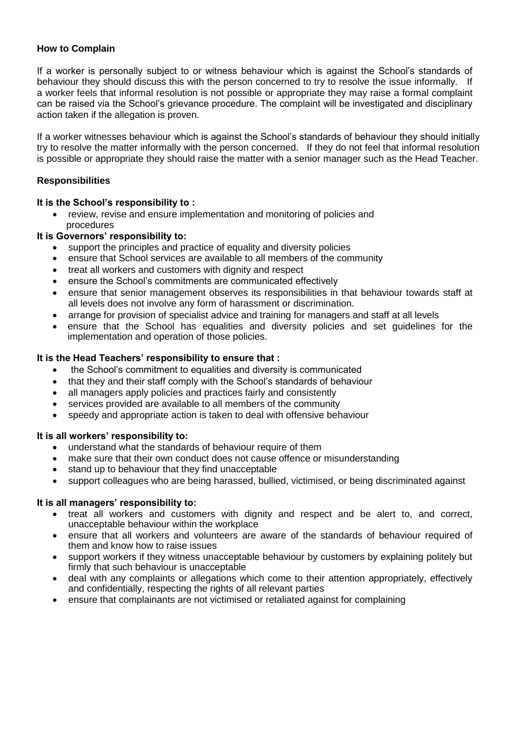**How to Complain**

If a worker is personally subject to or witness behaviour which is against the School's standards of behaviour they should discuss this with the person concerned to try to resolve the issue informally. If a worker feels that informal resolution is not possible or appropriate they may raise a formal complaint can be raised via the School's grievance procedure. The complaint will be investigated and disciplinary action taken if the allegation is proven.

If a worker witnesses behaviour which is against the School's standards of behaviour they should initially try to resolve the matter informally with the person concerned. If they do not feel that informal resolution is possible or appropriate they should raise the matter with a senior manager such as the Head Teacher.

**Responsibilities**

**It is the School's responsibility to :**

- review, revise and ensure implementation and monitoring of policies and procedures

**It is Governors' responsibility to:**

- support the principles and practice of equality and diversity policies
- ensure that School services are available to all members of the community
- treat all workers and customers with dignity and respect
- ensure the School's commitments are communicated effectively
- ensure that senior management observes its responsibilities in that behaviour towards staff at all levels does not involve any form of harassment or discrimination.
- arrange for provision of specialist advice and training for managers and staff at all levels
- ensure that the School has equalities and diversity policies and set guidelines for the implementation and operation of those policies.

**It is the Head Teachers' responsibility to ensure that :**

- the School's commitment to equalities and diversity is communicated
- that they and their staff comply with the School's standards of behaviour
- all managers apply policies and practices fairly and consistently
- services provided are available to all members of the community
- speedy and appropriate action is taken to deal with offensive behaviour

**It is all workers' responsibility to:**

- understand what the standards of behaviour require of them
- make sure that their own conduct does not cause offence or misunderstanding
- stand up to behaviour that they find unacceptable
- support colleagues who are being harassed, bullied, victimised, or being discriminated against

**It is all managers' responsibility to:**

- treat all workers and customers with dignity and respect and be alert to, and correct, unacceptable behaviour within the workplace
- ensure that all workers and volunteers are aware of the standards of behaviour required of them and know how to raise issues
- support workers if they witness unacceptable behaviour by customers by explaining politely but firmly that such behaviour is unacceptable
- deal with any complaints or allegations which come to their attention appropriately, effectively and confidentially, respecting the rights of all relevant parties
- ensure that complainants are not victimised or retaliated against for complaining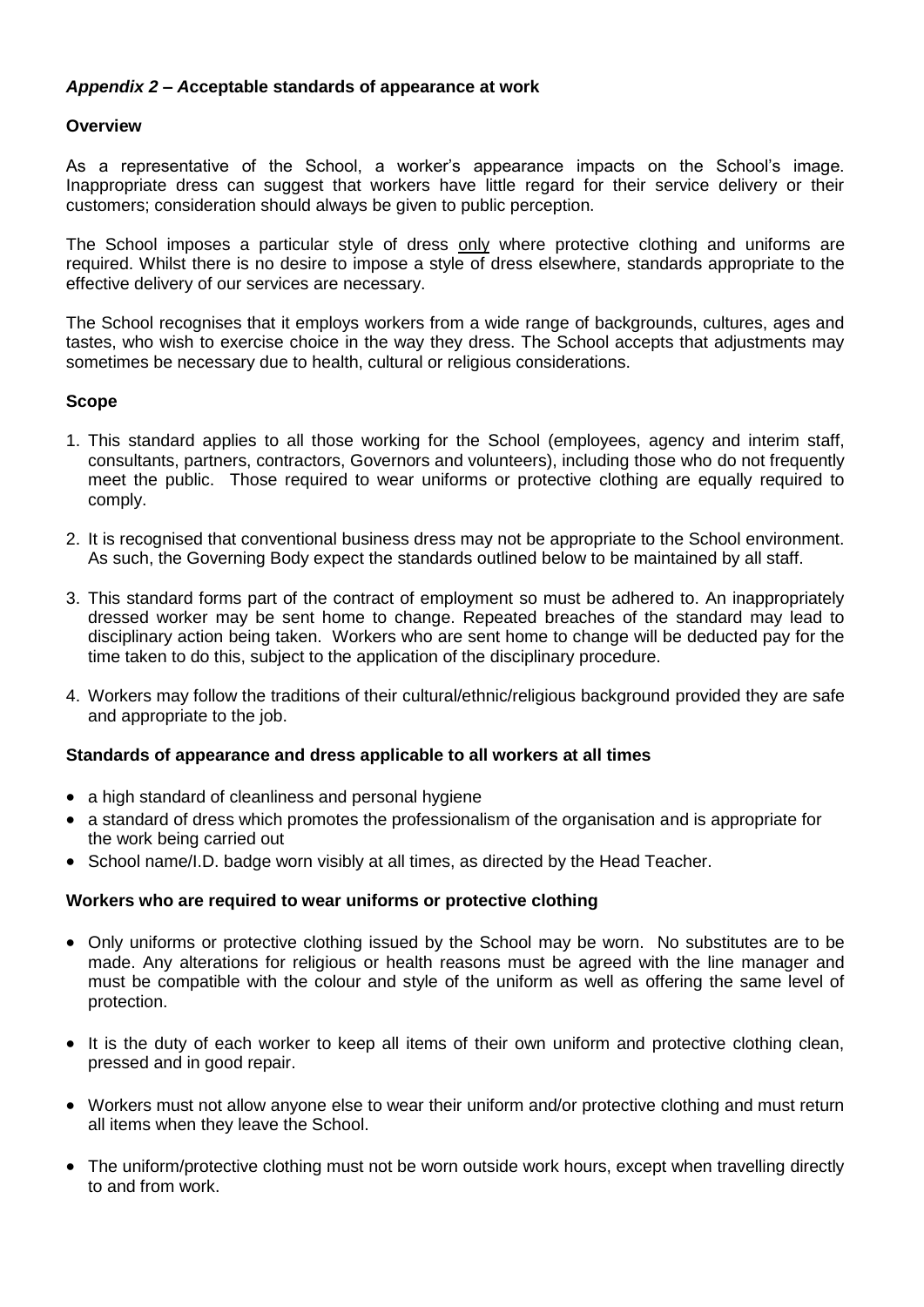## *Appendix 2 – A*cceptable standards of appearance at work

### Overview

As a representative of the School, a worker's appearance impacts on the School's image. Inappropriate dress can suggest that workers have little regard for their service delivery or their customers; consideration should always be given to public perception.

The School imposes a particular style of dress only where protective clothing and uniforms are required. Whilst there is no desire to impose a style of dress elsewhere, standards appropriate to the effective delivery of our services are necessary.

The School recognises that it employs workers from a wide range of backgrounds, cultures, ages and tastes, who wish to exercise choice in the way they dress. The School accepts that adjustments may sometimes be necessary due to health, cultural or religious considerations.

### Scope

1. This standard applies to all those working for the School (employees, agency and interim staff, consultants, partners, contractors, Governors and volunteers), including those who do not frequently meet the public. Those required to wear uniforms or protective clothing are equally required to comply.
2. It is recognised that conventional business dress may not be appropriate to the School environment. As such, the Governing Body expect the standards outlined below to be maintained by all staff.
3. This standard forms part of the contract of employment so must be adhered to. An inappropriately dressed worker may be sent home to change. Repeated breaches of the standard may lead to disciplinary action being taken. Workers who are sent home to change will be deducted pay for the time taken to do this, subject to the application of the disciplinary procedure.
4. Workers may follow the traditions of their cultural/ethnic/religious background provided they are safe and appropriate to the job.

### Standards of appearance and dress applicable to all workers at all times

- a high standard of cleanliness and personal hygiene
- a standard of dress which promotes the professionalism of the organisation and is appropriate for the work being carried out
- School name/I.D. badge worn visibly at all times, as directed by the Head Teacher.

### Workers who are required to wear uniforms or protective clothing

- Only uniforms or protective clothing issued by the School may be worn. No substitutes are to be made. Any alterations for religious or health reasons must be agreed with the line manager and must be compatible with the colour and style of the uniform as well as offering the same level of protection.
- It is the duty of each worker to keep all items of their own uniform and protective clothing clean, pressed and in good repair.
- Workers must not allow anyone else to wear their uniform and/or protective clothing and must return all items when they leave the School.
- The uniform/protective clothing must not be worn outside work hours, except when travelling directly to and from work.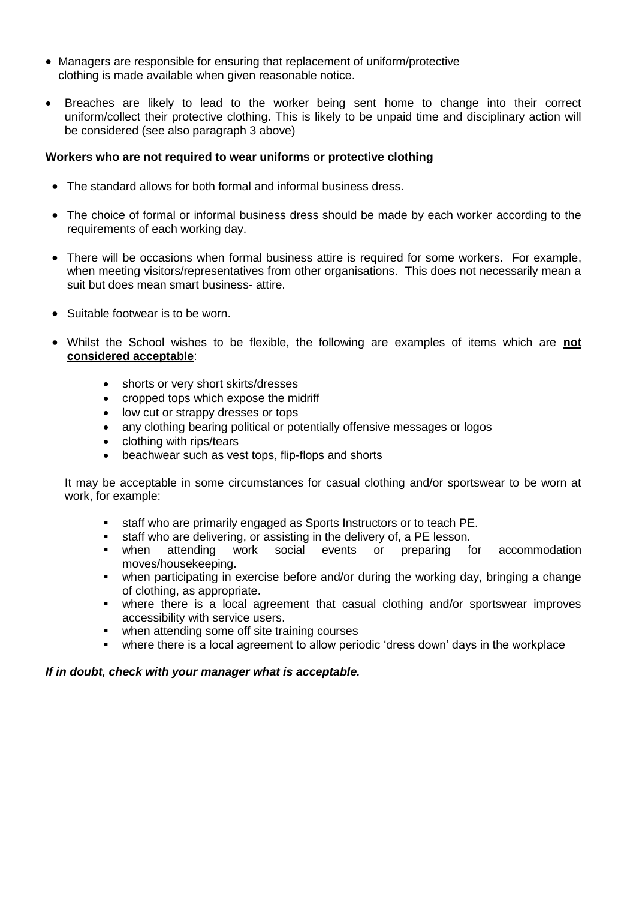- Managers are responsible for ensuring that replacement of uniform/protective clothing is made available when given reasonable notice.
- Breaches are likely to lead to the worker being sent home to change into their correct uniform/collect their protective clothing. This is likely to be unpaid time and disciplinary action will be considered (see also paragraph 3 above)

**Workers who are not required to wear uniforms or protective clothing**

- The standard allows for both formal and informal business dress.
- The choice of formal or informal business dress should be made by each worker according to the requirements of each working day.
- There will be occasions when formal business attire is required for some workers. For example, when meeting visitors/representatives from other organisations. This does not necessarily mean a suit but does mean smart business- attire.
- Suitable footwear is to be worn.
- Whilst the School wishes to be flexible, the following are examples of items which are **not considered acceptable**:
    - shorts or very short skirts/dresses
    - cropped tops which expose the midriff
    - low cut or strappy dresses or tops
    - any clothing bearing political or potentially offensive messages or logos
    - clothing with rips/tears
    - beachwear such as vest tops, flip-flops and shorts

  It may be acceptable in some circumstances for casual clothing and/or sportswear to be worn at work, for example:

    - staff who are primarily engaged as Sports Instructors or to teach PE.
    - staff who are delivering, or assisting in the delivery of, a PE lesson.
    - when attending work social events or preparing for accommodation moves/housekeeping.
    - when participating in exercise before and/or during the working day, bringing a change of clothing, as appropriate.
    - where there is a local agreement that casual clothing and/or sportswear improves accessibility with service users.
    - when attending some off site training courses
    - where there is a local agreement to allow periodic 'dress down' days in the workplace

***If in doubt, check with your manager what is acceptable.***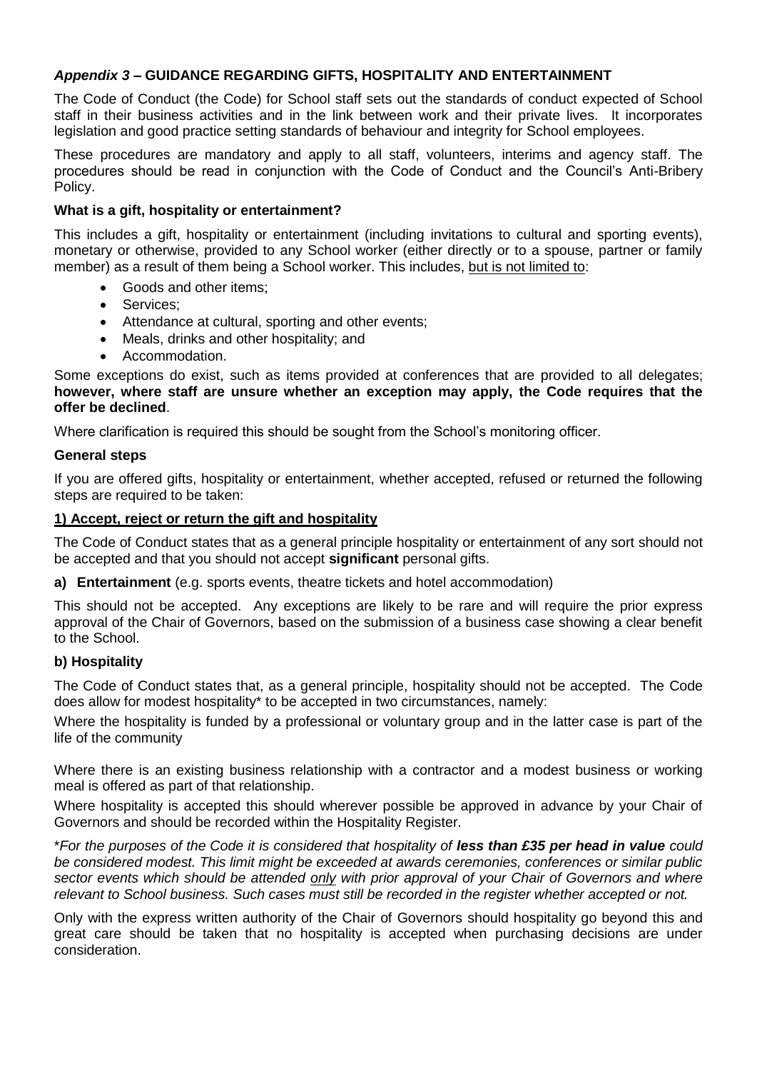## *Appendix 3* – GUIDANCE REGARDING GIFTS, HOSPITALITY AND ENTERTAINMENT

The Code of Conduct (the Code) for School staff sets out the standards of conduct expected of School staff in their business activities and in the link between work and their private lives. It incorporates legislation and good practice setting standards of behaviour and integrity for School employees.

These procedures are mandatory and apply to all staff, volunteers, interims and agency staff. The procedures should be read in conjunction with the Code of Conduct and the Council's Anti-Bribery Policy.

### What is a gift, hospitality or entertainment?

This includes a gift, hospitality or entertainment (including invitations to cultural and sporting events), monetary or otherwise, provided to any School worker (either directly or to a spouse, partner or family member) as a result of them being a School worker. This includes, <u>but is not limited to</u>:

- Goods and other items;
- Services;
- Attendance at cultural, sporting and other events;
- Meals, drinks and other hospitality; and
- Accommodation.

Some exceptions do exist, such as items provided at conferences that are provided to all delegates; **however, where staff are unsure whether an exception may apply, the Code requires that the offer be declined**.

Where clarification is required this should be sought from the School's monitoring officer.

### General steps

If you are offered gifts, hospitality or entertainment, whether accepted, refused or returned the following steps are required to be taken:

#### <u>1) Accept, reject or return the gift and hospitality</u>

The Code of Conduct states that as a general principle hospitality or entertainment of any sort should not be accepted and that you should not accept **significant** personal gifts.

**a) Entertainment** (e.g. sports events, theatre tickets and hotel accommodation)

This should not be accepted. Any exceptions are likely to be rare and will require the prior express approval of the Chair of Governors, based on the submission of a business case showing a clear benefit to the School.

**b) Hospitality**

The Code of Conduct states that, as a general principle, hospitality should not be accepted. The Code does allow for modest hospitality* to be accepted in two circumstances, namely:

Where the hospitality is funded by a professional or voluntary group and in the latter case is part of the life of the community

Where there is an existing business relationship with a contractor and a modest business or working meal is offered as part of that relationship.

Where hospitality is accepted this should wherever possible be approved in advance by your Chair of Governors and should be recorded within the Hospitality Register.

**For the purposes of the Code it is considered that hospitality of* ***less than £35 per head in value*** *could be considered modest. This limit might be exceeded at awards ceremonies, conferences or similar public sector events which should be attended <u>only</u> with prior approval of your Chair of Governors and where relevant to School business. Such cases must still be recorded in the register whether accepted or not.*

Only with the express written authority of the Chair of Governors should hospitality go beyond this and great care should be taken that no hospitality is accepted when purchasing decisions are under consideration.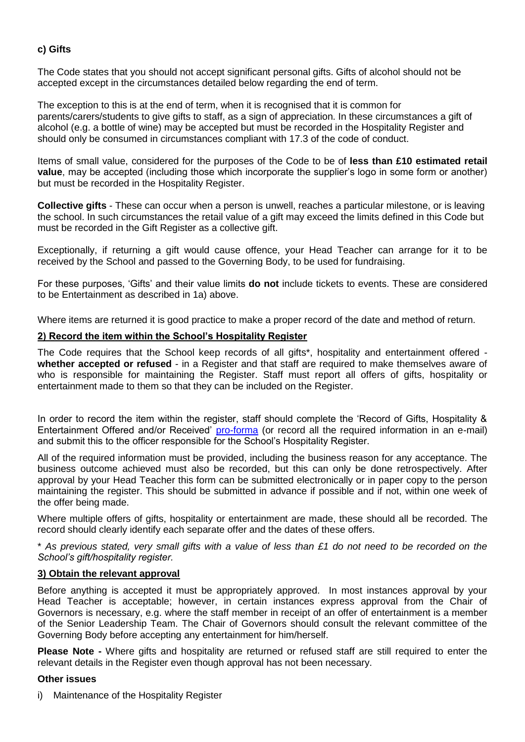**c) Gifts**

The Code states that you should not accept significant personal gifts. Gifts of alcohol should not be accepted except in the circumstances detailed below regarding the end of term.

The exception to this is at the end of term, when it is recognised that it is common for parents/carers/students to give gifts to staff, as a sign of appreciation. In these circumstances a gift of alcohol (e.g. a bottle of wine) may be accepted but must be recorded in the Hospitality Register and should only be consumed in circumstances compliant with 17.3 of the code of conduct.

Items of small value, considered for the purposes of the Code to be of **less than £10 estimated retail value**, may be accepted (including those which incorporate the supplier's logo in some form or another) but must be recorded in the Hospitality Register.

**Collective gifts** - These can occur when a person is unwell, reaches a particular milestone, or is leaving the school. In such circumstances the retail value of a gift may exceed the limits defined in this Code but must be recorded in the Gift Register as a collective gift.

Exceptionally, if returning a gift would cause offence, your Head Teacher can arrange for it to be received by the School and passed to the Governing Body, to be used for fundraising.

For these purposes, 'Gifts' and their value limits **do not** include tickets to events. These are considered to be Entertainment as described in 1a) above.

Where items are returned it is good practice to make a proper record of the date and method of return.

**2) Record the item within the School's Hospitality Register**

The Code requires that the School keep records of all gifts*, hospitality and entertainment offered - **whether accepted or refused** - in a Register and that staff are required to make themselves aware of who is responsible for maintaining the Register. Staff must report all offers of gifts, hospitality or entertainment made to them so that they can be included on the Register.

In order to record the item within the register, staff should complete the 'Record of Gifts, Hospitality & Entertainment Offered and/or Received' pro-forma (or record all the required information in an e-mail) and submit this to the officer responsible for the School's Hospitality Register.

All of the required information must be provided, including the business reason for any acceptance. The business outcome achieved must also be recorded, but this can only be done retrospectively. After approval by your Head Teacher this form can be submitted electronically or in paper copy to the person maintaining the register. This should be submitted in advance if possible and if not, within one week of the offer being made.

Where multiple offers of gifts, hospitality or entertainment are made, these should all be recorded. The record should clearly identify each separate offer and the dates of these offers.

\* *As previous stated, very small gifts with a value of less than £1 do not need to be recorded on the School's gift/hospitality register.*

**3) Obtain the relevant approval**

Before anything is accepted it must be appropriately approved. In most instances approval by your Head Teacher is acceptable; however, in certain instances express approval from the Chair of Governors is necessary, e.g. where the staff member in receipt of an offer of entertainment is a member of the Senior Leadership Team. The Chair of Governors should consult the relevant committee of the Governing Body before accepting any entertainment for him/herself.

**Please Note -** Where gifts and hospitality are returned or refused staff are still required to enter the relevant details in the Register even though approval has not been necessary.

**Other issues**

i) Maintenance of the Hospitality Register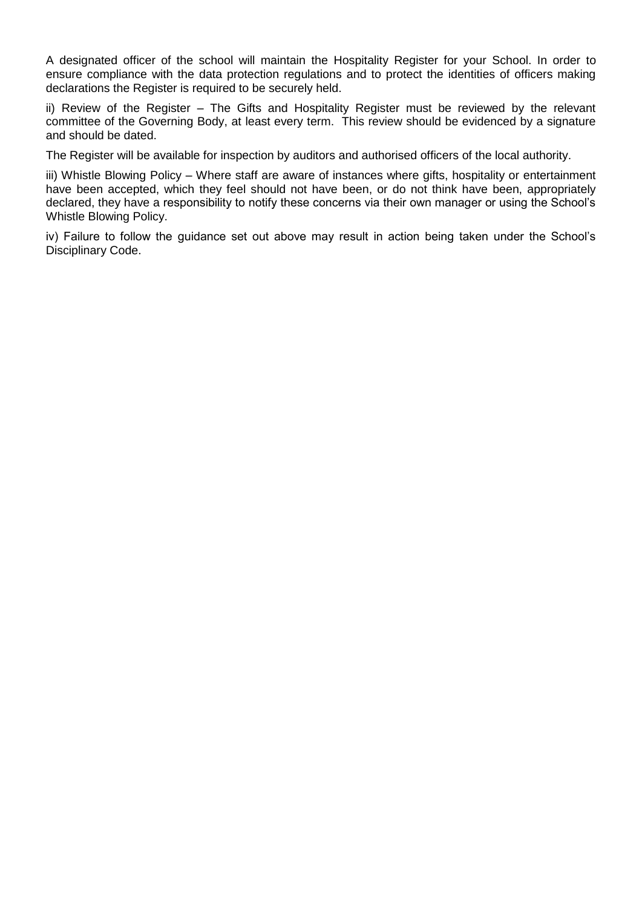A designated officer of the school will maintain the Hospitality Register for your School. In order to ensure compliance with the data protection regulations and to protect the identities of officers making declarations the Register is required to be securely held.

ii) Review of the Register – The Gifts and Hospitality Register must be reviewed by the relevant committee of the Governing Body, at least every term. This review should be evidenced by a signature and should be dated.

The Register will be available for inspection by auditors and authorised officers of the local authority.

iii) Whistle Blowing Policy – Where staff are aware of instances where gifts, hospitality or entertainment have been accepted, which they feel should not have been, or do not think have been, appropriately declared, they have a responsibility to notify these concerns via their own manager or using the School's Whistle Blowing Policy.

iv) Failure to follow the guidance set out above may result in action being taken under the School's Disciplinary Code.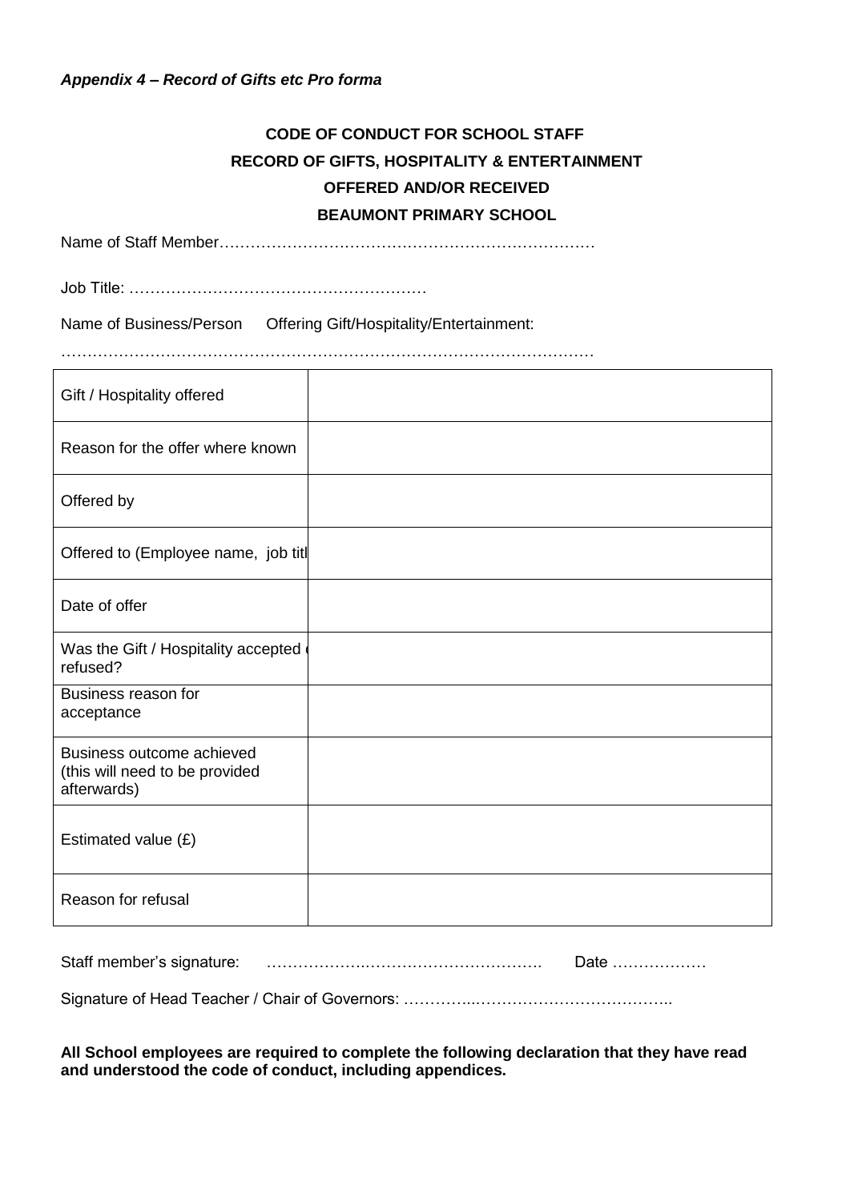***Appendix 4 – Record of Gifts etc Pro forma***

**CODE OF CONDUCT FOR SCHOOL STAFF**

**RECORD OF GIFTS, HOSPITALITY & ENTERTAINMENT**

**OFFERED AND/OR RECEIVED**

**BEAUMONT PRIMARY SCHOOL**

Name of Staff Member………………………………………………………………

Job Title: …………………………………………………

Name of Business/Person Offering Gift/Hospitality/Entertainment:

………………………………………………………………………………………

| | |
|---|---|
| Gift / Hospitality offered | |
| Reason for the offer where known | |
| Offered by | |
| Offered to (Employee name, job titl | |
| Date of offer | |
| Was the Gift / Hospitality accepted refused? | |
| Business reason for acceptance | |
| Business outcome achieved (this will need to be provided afterwards) | |
| Estimated value (£) | |
| Reason for refusal | |

Staff member's signature: ………………………………………………. Date ………………

Signature of Head Teacher / Chair of Governors: …………..………………………………..

**All School employees are required to complete the following declaration that they have read and understood the code of conduct, including appendices.**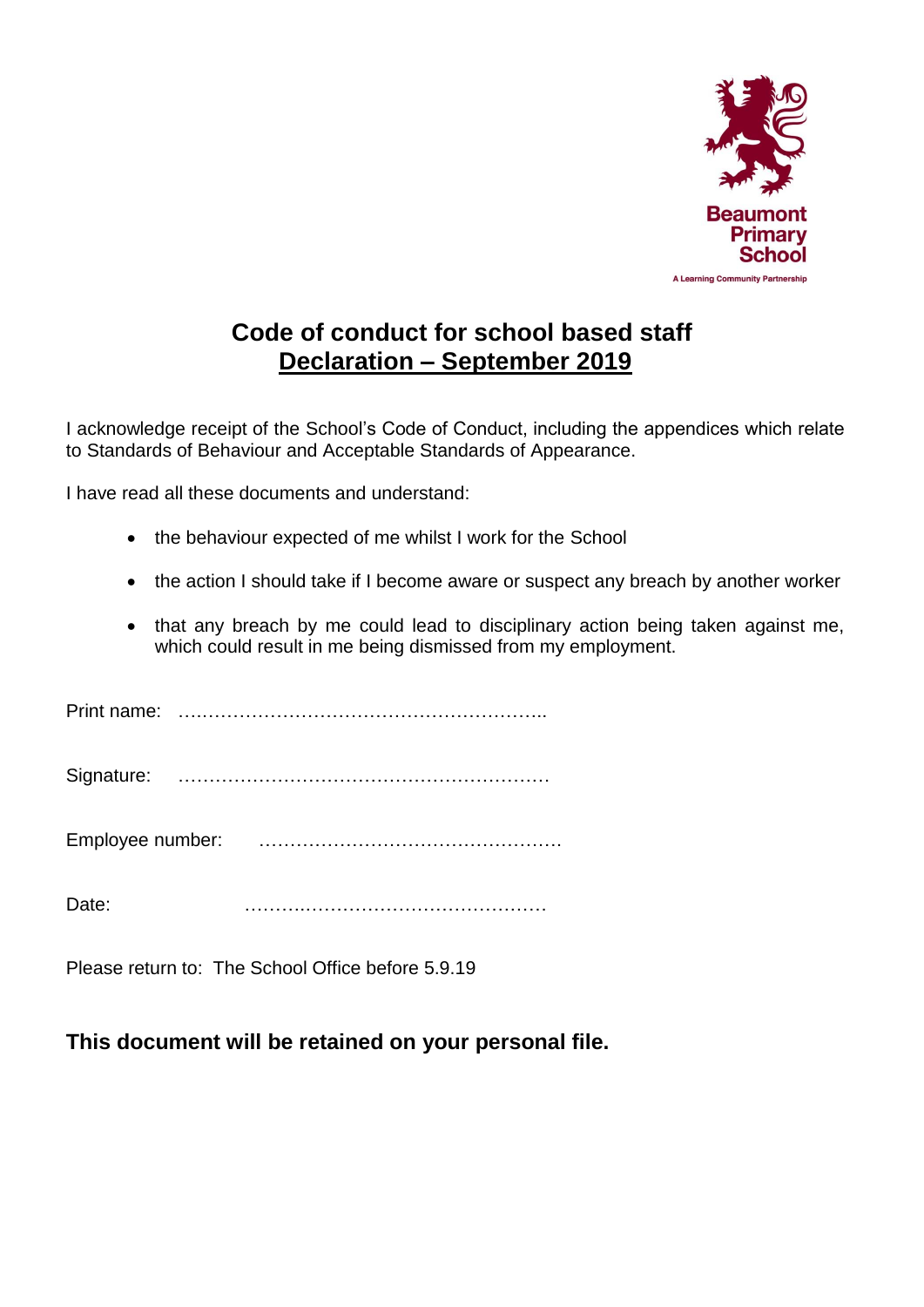Beaumont Primary School

A Learning Community Partnership

# Code of conduct for school based staff
## Declaration – September 2019

I acknowledge receipt of the School's Code of Conduct, including the appendices which relate to Standards of Behaviour and Acceptable Standards of Appearance.

I have read all these documents and understand:

- the behaviour expected of me whilst I work for the School
- the action I should take if I become aware or suspect any breach by another worker
- that any breach by me could lead to disciplinary action being taken against me, which could result in me being dismissed from my employment.

Print name: …………………………………………………..

Signature: ……………………………………………………

Employee number: ………………………………………….

Date: ………………………………………….

Please return to: The School Office before 5.9.19

**This document will be retained on your personal file.**